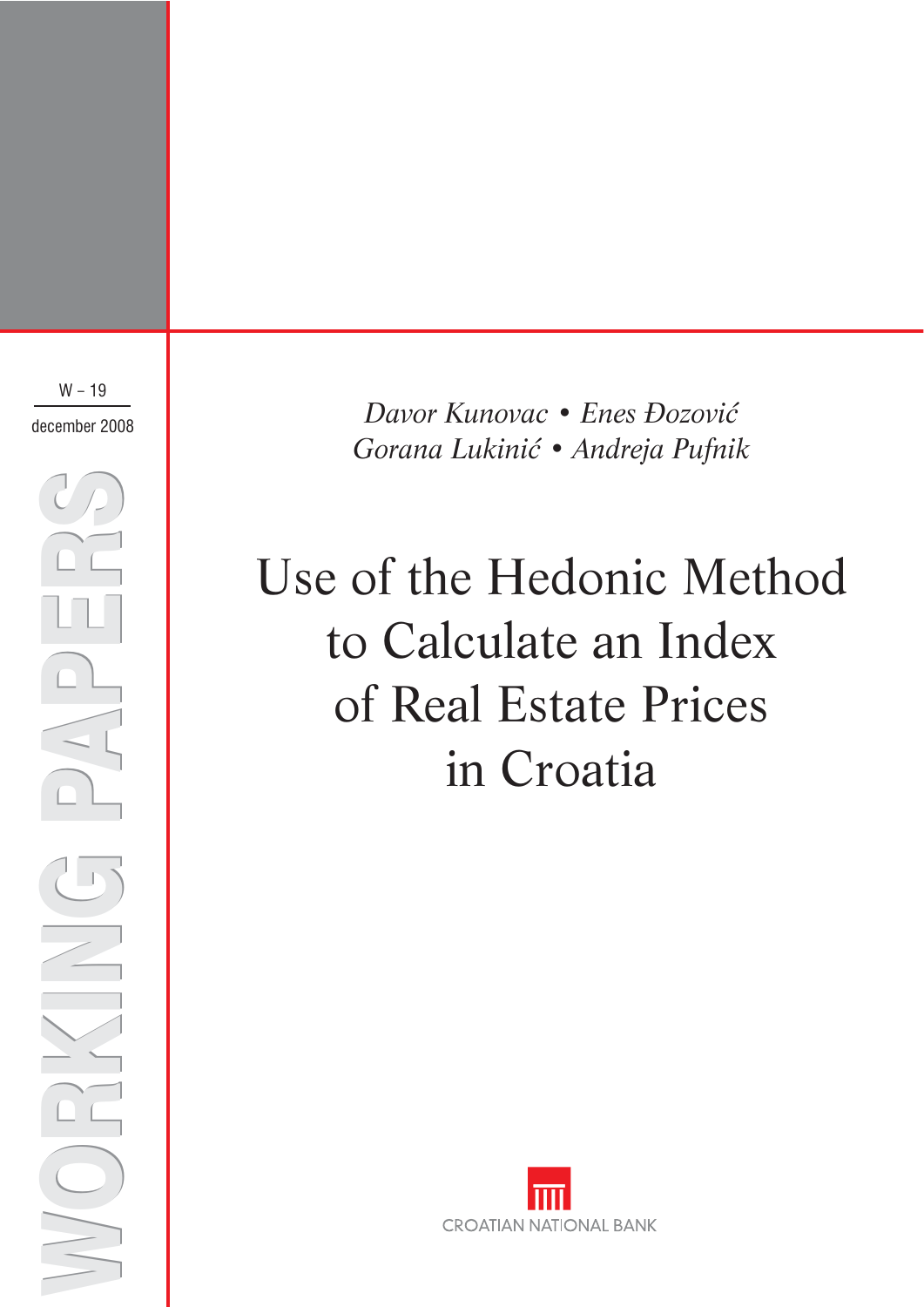W – 19

december 2008

WORKING PAPERS

*Davor Kunovac • Enes Đozović*
*Gorana Lukinić • Andreja Pufnik*

# Use of the Hedonic Method to Calculate an Index of Real Estate Prices in Croatia

CROATIAN NATIONAL BANK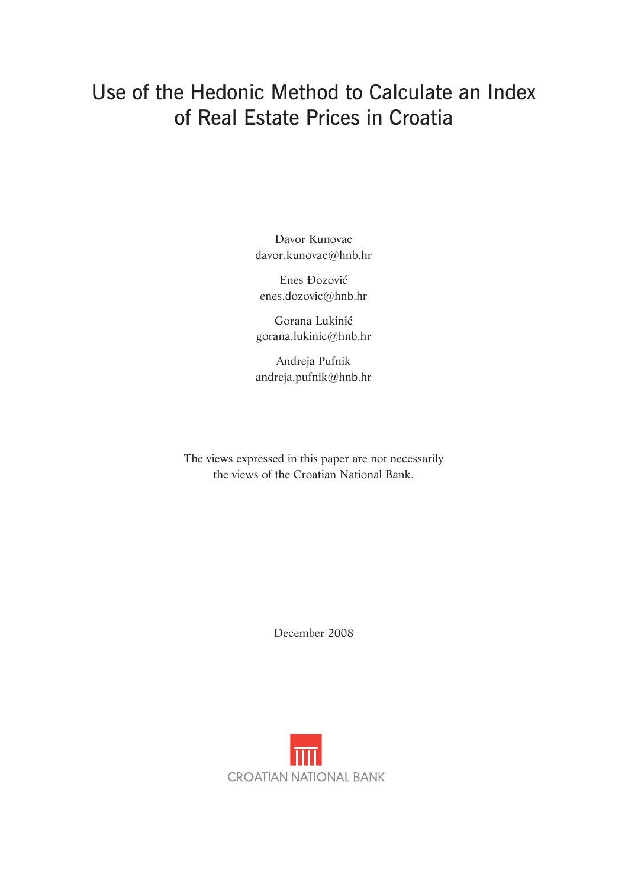# Use of the Hedonic Method to Calculate an Index of Real Estate Prices in Croatia

Davor Kunovac
davor.kunovac@hnb.hr

Enes Đozović
enes.dozovic@hnb.hr

Gorana Lukinić
gorana.lukinic@hnb.hr

Andreja Pufnik
andreja.pufnik@hnb.hr

The views expressed in this paper are not necessarily the views of the Croatian National Bank.

December 2008

CROATIAN NATIONAL BANK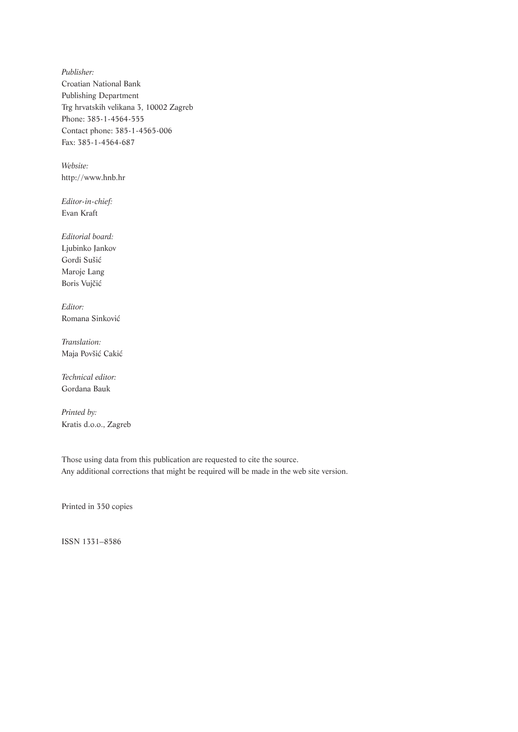*Publisher:*
Croatian National Bank
Publishing Department
Trg hrvatskih velikana 3, 10002 Zagreb
Phone: 385-1-4564-555
Contact phone: 385-1-4565-006
Fax: 385-1-4564-687

*Website:*
http://www.hnb.hr

*Editor-in-chief:*
Evan Kraft

*Editorial board:*
Ljubinko Jankov
Gordi Sušić
Maroje Lang
Boris Vujčić

*Editor:*
Romana Sinković

*Translation:*
Maja Povšić Cakić

*Technical editor:*
Gordana Bauk

*Printed by:*
Kratis d.o.o., Zagreb

Those using data from this publication are requested to cite the source.
Any additional corrections that might be required will be made in the web site version.

Printed in 350 copies

ISSN 1331–8586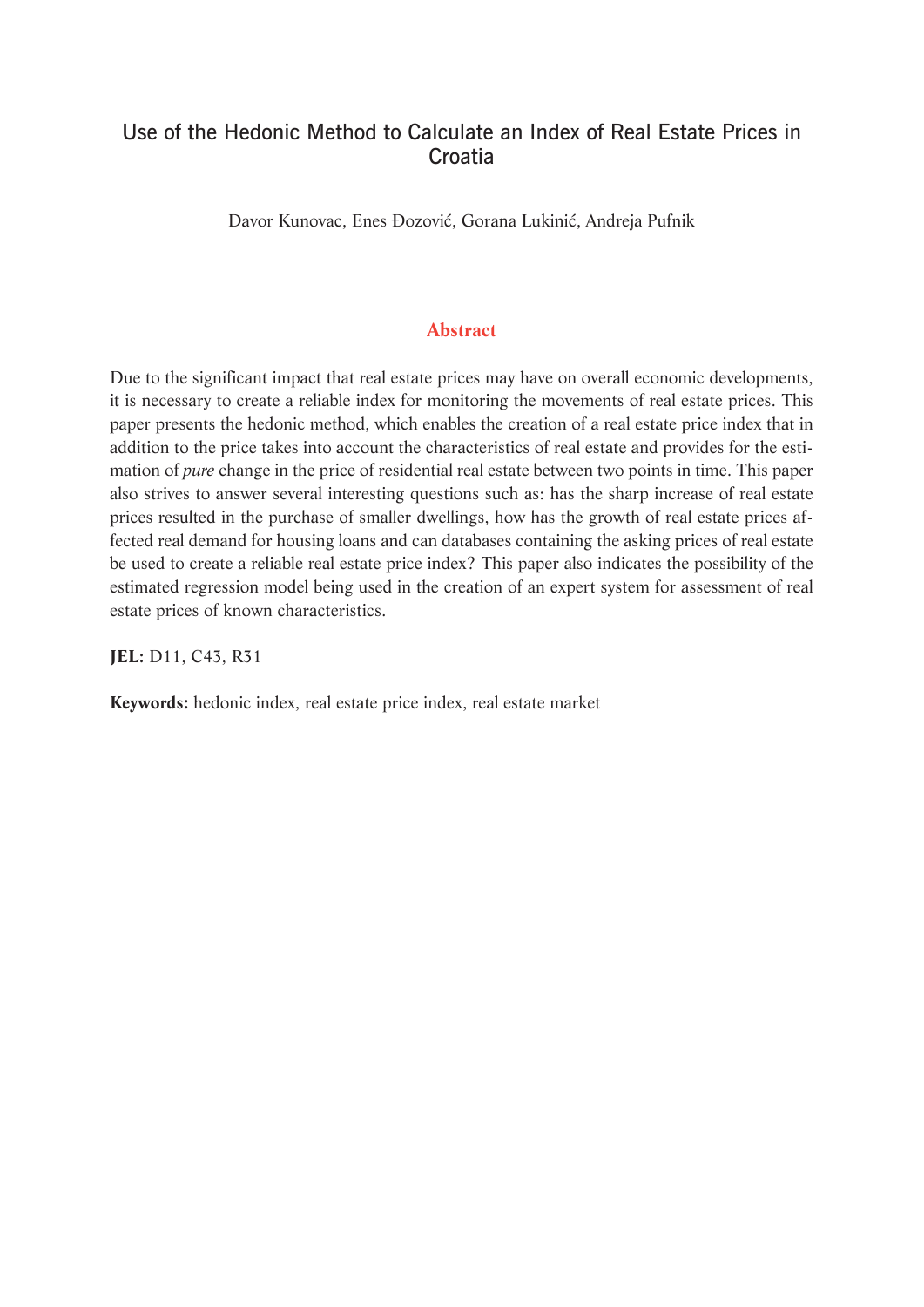# Use of the Hedonic Method to Calculate an Index of Real Estate Prices in Croatia

Davor Kunovac, Enes Đozović, Gorana Lukinić, Andreja Pufnik

## Abstract

Due to the significant impact that real estate prices may have on overall economic developments, it is necessary to create a reliable index for monitoring the movements of real estate prices. This paper presents the hedonic method, which enables the creation of a real estate price index that in addition to the price takes into account the characteristics of real estate and provides for the estimation of *pure* change in the price of residential real estate between two points in time. This paper also strives to answer several interesting questions such as: has the sharp increase of real estate prices resulted in the purchase of smaller dwellings, how has the growth of real estate prices affected real demand for housing loans and can databases containing the asking prices of real estate be used to create a reliable real estate price index? This paper also indicates the possibility of the estimated regression model being used in the creation of an expert system for assessment of real estate prices of known characteristics.

**JEL:** D11, C43, R31

**Keywords:** hedonic index, real estate price index, real estate market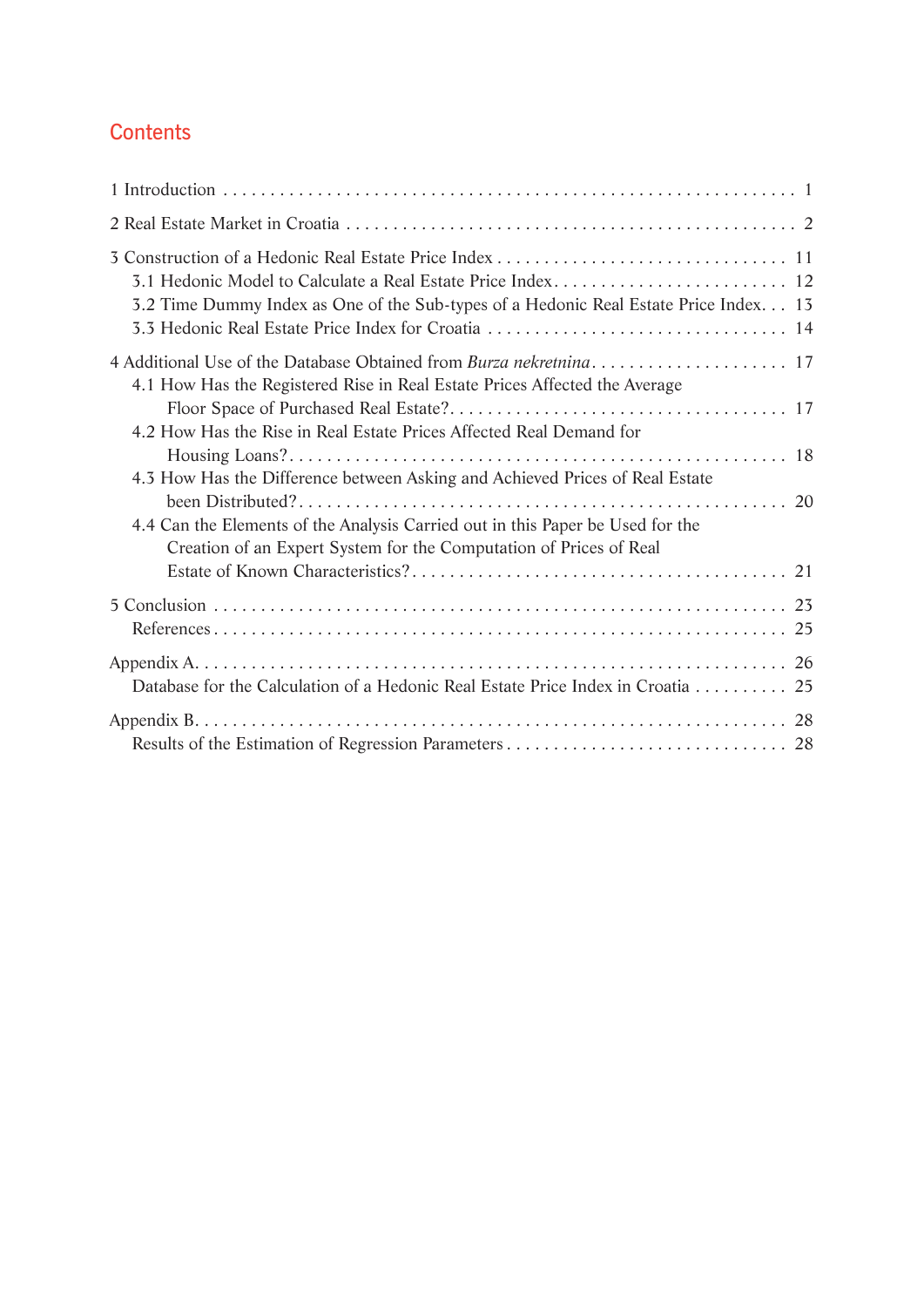# Contents

1 Introduction . . . . . . . . . . . . . . . . . . . . . . . . . . . . . . . . . . . . . . . . . . . . . . . . . . . . . . . . . . . . 1

2 Real Estate Market in Croatia . . . . . . . . . . . . . . . . . . . . . . . . . . . . . . . . . . . . . . . . . . . . . . 2

3 Construction of a Hedonic Real Estate Price Index . . . . . . . . . . . . . . . . . . . . . . . . . . . . . . 11
   3.1 Hedonic Model to Calculate a Real Estate Price Index . . . . . . . . . . . . . . . . . . . . . . . . . 12
   3.2 Time Dummy Index as One of the Sub-types of a Hedonic Real Estate Price Index . . . 13
   3.3 Hedonic Real Estate Price Index for Croatia . . . . . . . . . . . . . . . . . . . . . . . . . . . . . . . 14

4 Additional Use of the Database Obtained from *Burza nekretnina* . . . . . . . . . . . . . . . . . . . . . 17
   4.1 How Has the Registered Rise in Real Estate Prices Affected the Average Floor Space of Purchased Real Estate? . . . . . . . . . . . . . . . . . . . . . . . . . . . . . . . . . . . 17
   4.2 How Has the Rise in Real Estate Prices Affected Real Demand for Housing Loans? . . . . . . . . . . . . . . . . . . . . . . . . . . . . . . . . . . . . . . . . . . . . . . . . . . . . 18
   4.3 How Has the Difference between Asking and Achieved Prices of Real Estate been Distributed? . . . . . . . . . . . . . . . . . . . . . . . . . . . . . . . . . . . . . . . . . . . . . . . . . 20
   4.4 Can the Elements of the Analysis Carried out in this Paper be Used for the Creation of an Expert System for the Computation of Prices of Real Estate of Known Characteristics? . . . . . . . . . . . . . . . . . . . . . . . . . . . . . . . . . . . . . . 21

5 Conclusion . . . . . . . . . . . . . . . . . . . . . . . . . . . . . . . . . . . . . . . . . . . . . . . . . . . . . . . . . . 23
   References . . . . . . . . . . . . . . . . . . . . . . . . . . . . . . . . . . . . . . . . . . . . . . . . . . . . . . . . 25

Appendix A. . . . . . . . . . . . . . . . . . . . . . . . . . . . . . . . . . . . . . . . . . . . . . . . . . . . . . . . . . . 26
   Database for the Calculation of a Hedonic Real Estate Price Index in Croatia . . . . . . . . . . 25

Appendix B. . . . . . . . . . . . . . . . . . . . . . . . . . . . . . . . . . . . . . . . . . . . . . . . . . . . . . . . . . . 28
   Results of the Estimation of Regression Parameters . . . . . . . . . . . . . . . . . . . . . . . . . . . . 28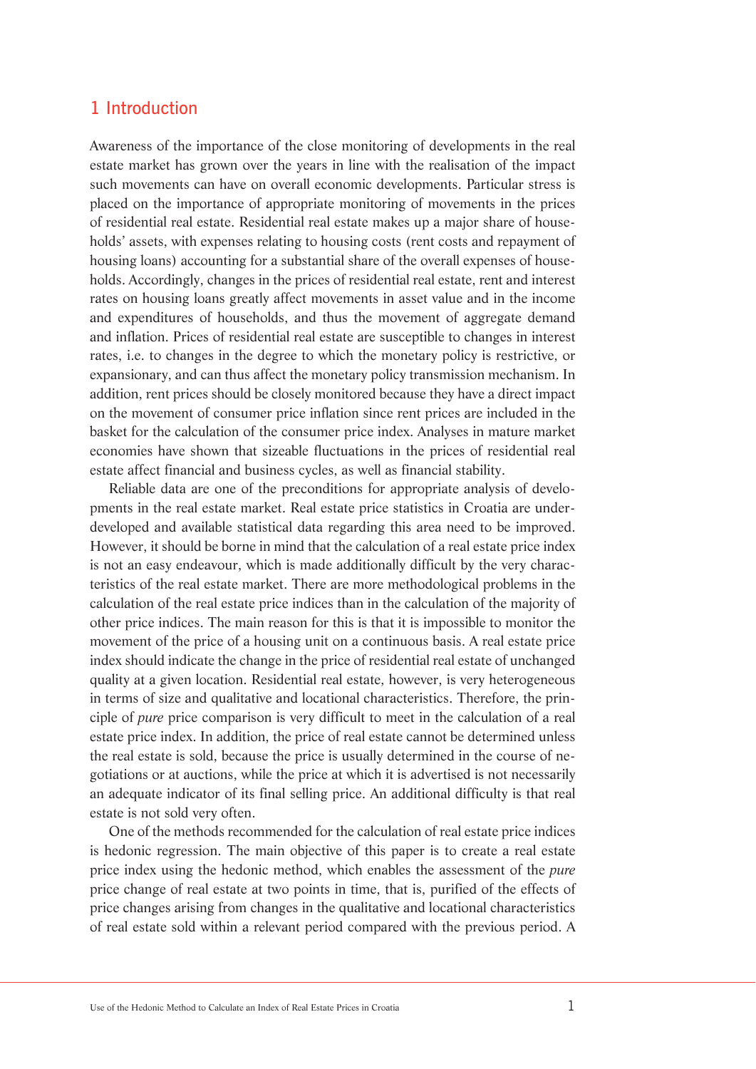# 1 Introduction

Awareness of the importance of the close monitoring of developments in the real estate market has grown over the years in line with the realisation of the impact such movements can have on overall economic developments. Particular stress is placed on the importance of appropriate monitoring of movements in the prices of residential real estate. Residential real estate makes up a major share of households' assets, with expenses relating to housing costs (rent costs and repayment of housing loans) accounting for a substantial share of the overall expenses of households. Accordingly, changes in the prices of residential real estate, rent and interest rates on housing loans greatly affect movements in asset value and in the income and expenditures of households, and thus the movement of aggregate demand and inflation. Prices of residential real estate are susceptible to changes in interest rates, i.e. to changes in the degree to which the monetary policy is restrictive, or expansionary, and can thus affect the monetary policy transmission mechanism. In addition, rent prices should be closely monitored because they have a direct impact on the movement of consumer price inflation since rent prices are included in the basket for the calculation of the consumer price index. Analyses in mature market economies have shown that sizeable fluctuations in the prices of residential real estate affect financial and business cycles, as well as financial stability.

Reliable data are one of the preconditions for appropriate analysis of developments in the real estate market. Real estate price statistics in Croatia are underdeveloped and available statistical data regarding this area need to be improved. However, it should be borne in mind that the calculation of a real estate price index is not an easy endeavour, which is made additionally difficult by the very characteristics of the real estate market. There are more methodological problems in the calculation of the real estate price indices than in the calculation of the majority of other price indices. The main reason for this is that it is impossible to monitor the movement of the price of a housing unit on a continuous basis. A real estate price index should indicate the change in the price of residential real estate of unchanged quality at a given location. Residential real estate, however, is very heterogeneous in terms of size and qualitative and locational characteristics. Therefore, the principle of *pure* price comparison is very difficult to meet in the calculation of a real estate price index. In addition, the price of real estate cannot be determined unless the real estate is sold, because the price is usually determined in the course of negotiations or at auctions, while the price at which it is advertised is not necessarily an adequate indicator of its final selling price. An additional difficulty is that real estate is not sold very often.

One of the methods recommended for the calculation of real estate price indices is hedonic regression. The main objective of this paper is to create a real estate price index using the hedonic method, which enables the assessment of the *pure* price change of real estate at two points in time, that is, purified of the effects of price changes arising from changes in the qualitative and locational characteristics of real estate sold within a relevant period compared with the previous period. A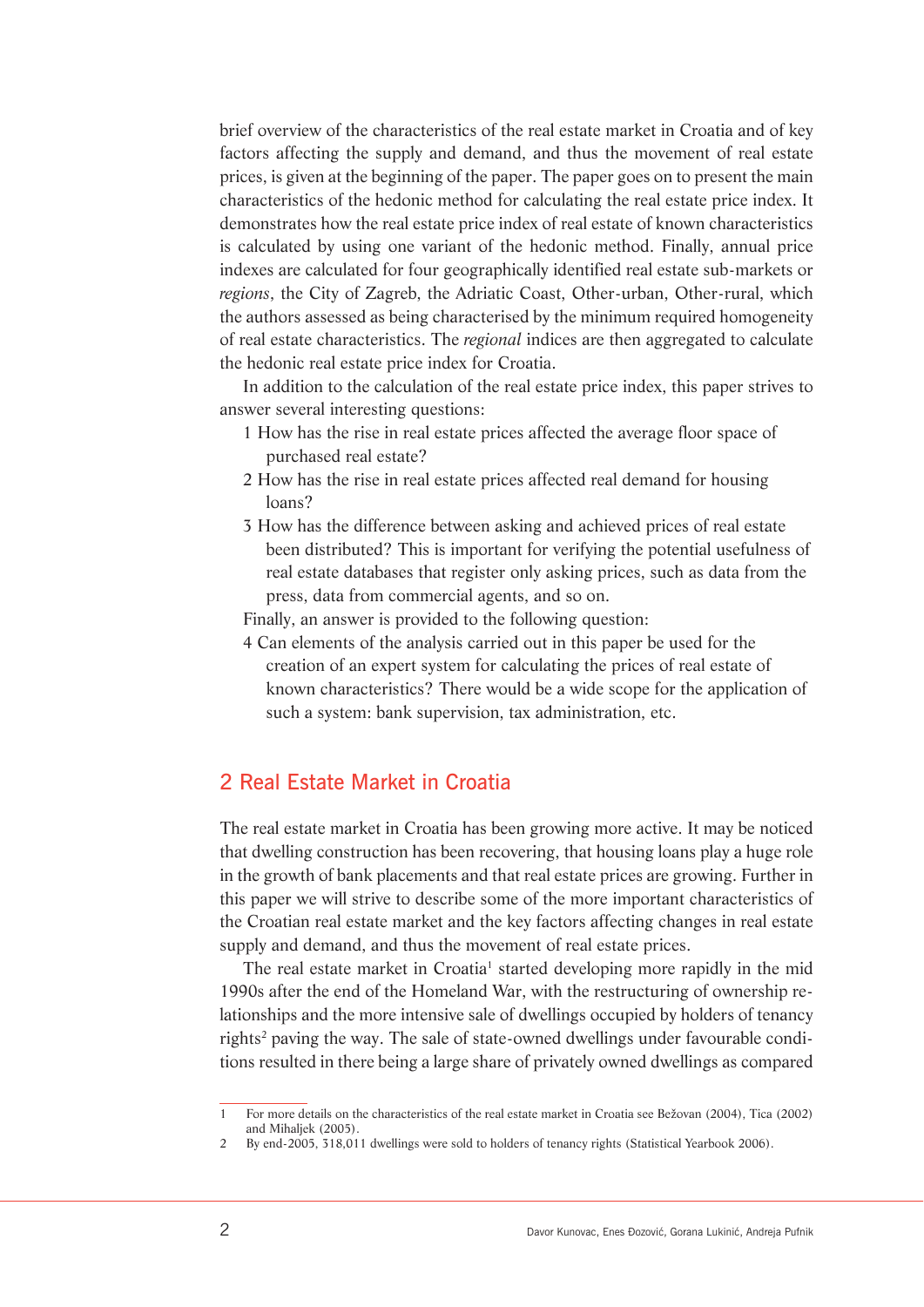brief overview of the characteristics of the real estate market in Croatia and of key factors affecting the supply and demand, and thus the movement of real estate prices, is given at the beginning of the paper. The paper goes on to present the main characteristics of the hedonic method for calculating the real estate price index. It demonstrates how the real estate price index of real estate of known characteristics is calculated by using one variant of the hedonic method. Finally, annual price indexes are calculated for four geographically identified real estate sub-markets or *regions*, the City of Zagreb, the Adriatic Coast, Other-urban, Other-rural, which the authors assessed as being characterised by the minimum required homogeneity of real estate characteristics. The *regional* indices are then aggregated to calculate the hedonic real estate price index for Croatia.

In addition to the calculation of the real estate price index, this paper strives to answer several interesting questions:

1 How has the rise in real estate prices affected the average floor space of purchased real estate?

2 How has the rise in real estate prices affected real demand for housing loans?

3 How has the difference between asking and achieved prices of real estate been distributed? This is important for verifying the potential usefulness of real estate databases that register only asking prices, such as data from the press, data from commercial agents, and so on.

Finally, an answer is provided to the following question:

4 Can elements of the analysis carried out in this paper be used for the creation of an expert system for calculating the prices of real estate of known characteristics? There would be a wide scope for the application of such a system: bank supervision, tax administration, etc.

## 2 Real Estate Market in Croatia

The real estate market in Croatia has been growing more active. It may be noticed that dwelling construction has been recovering, that housing loans play a huge role in the growth of bank placements and that real estate prices are growing. Further in this paper we will strive to describe some of the more important characteristics of the Croatian real estate market and the key factors affecting changes in real estate supply and demand, and thus the movement of real estate prices.

The real estate market in Croatia[1] started developing more rapidly in the mid 1990s after the end of the Homeland War, with the restructuring of ownership relationships and the more intensive sale of dwellings occupied by holders of tenancy rights[2] paving the way. The sale of state-owned dwellings under favourable conditions resulted in there being a large share of privately owned dwellings as compared

---

1 For more details on the characteristics of the real estate market in Croatia see Bežovan (2004), Tica (2002) and Mihaljek (2005).

2 By end-2005, 318,011 dwellings were sold to holders of tenancy rights (Statistical Yearbook 2006).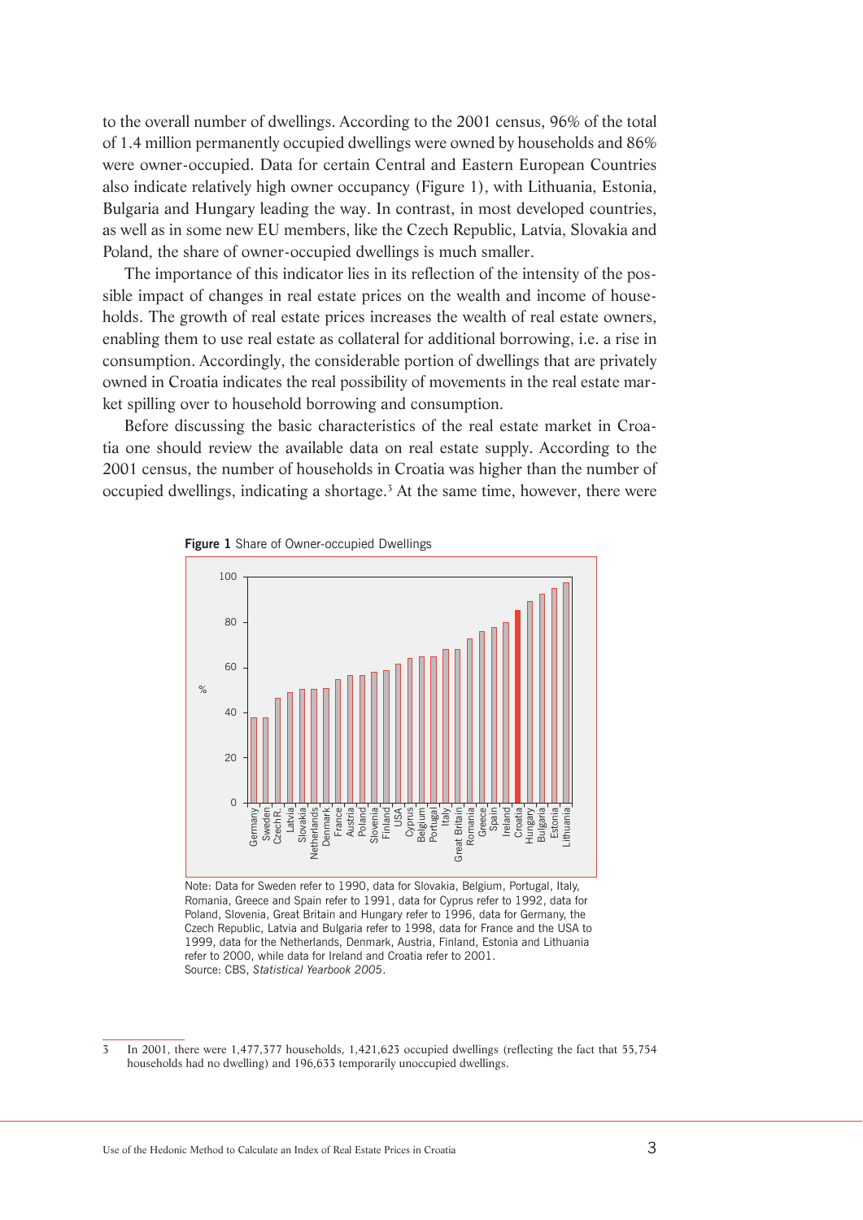to the overall number of dwellings. According to the 2001 census, 96% of the total of 1.4 million permanently occupied dwellings were owned by households and 86% were owner-occupied. Data for certain Central and Eastern European Countries also indicate relatively high owner occupancy (Figure 1), with Lithuania, Estonia, Bulgaria and Hungary leading the way. In contrast, in most developed countries, as well as in some new EU members, like the Czech Republic, Latvia, Slovakia and Poland, the share of owner-occupied dwellings is much smaller.

The importance of this indicator lies in its reflection of the intensity of the possible impact of changes in real estate prices on the wealth and income of households. The growth of real estate prices increases the wealth of real estate owners, enabling them to use real estate as collateral for additional borrowing, i.e. a rise in consumption. Accordingly, the considerable portion of dwellings that are privately owned in Croatia indicates the real possibility of movements in the real estate market spilling over to household borrowing and consumption.

Before discussing the basic characteristics of the real estate market in Croatia one should review the available data on real estate supply. According to the 2001 census, the number of households in Croatia was higher than the number of occupied dwellings, indicating a shortage.[3] At the same time, however, there were

**Figure 1** Share of Owner-occupied Dwellings

Note: Data for Sweden refer to 1990, data for Slovakia, Belgium, Portugal, Italy, Romania, Greece and Spain refer to 1991, data for Cyprus refer to 1992, data for Poland, Slovenia, Great Britain and Hungary refer to 1996, data for Germany, the Czech Republic, Latvia and Bulgaria refer to 1998, data for France and the USA to 1999, data for the Netherlands, Denmark, Austria, Finland, Estonia and Lithuania refer to 2000, while data for Ireland and Croatia refer to 2001.
Source: CBS, *Statistical Yearbook 2005*.

[3] In 2001, there were 1,477,377 households, 1,421,623 occupied dwellings (reflecting the fact that 55,754 households had no dwelling) and 196,633 temporarily unoccupied dwellings.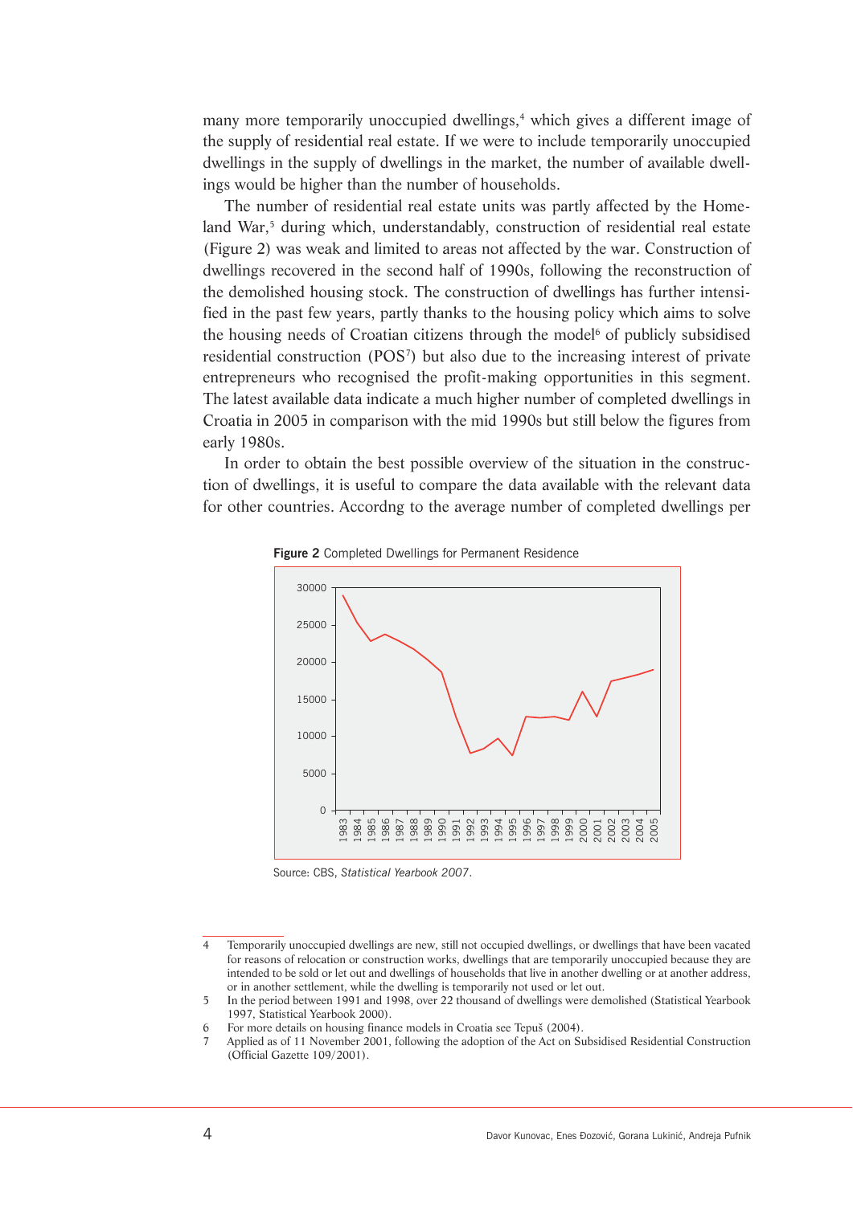many more temporarily unoccupied dwellings,[4] which gives a different image of the supply of residential real estate. If we were to include temporarily unoccupied dwellings in the supply of dwellings in the market, the number of available dwellings would be higher than the number of households.

The number of residential real estate units was partly affected by the Homeland War,[5] during which, understandably, construction of residential real estate (Figure 2) was weak and limited to areas not affected by the war. Construction of dwellings recovered in the second half of 1990s, following the reconstruction of the demolished housing stock. The construction of dwellings has further intensified in the past few years, partly thanks to the housing policy which aims to solve the housing needs of Croatian citizens through the model[6] of publicly subsidised residential construction (POS[7]) but also due to the increasing interest of private entrepreneurs who recognised the profit-making opportunities in this segment. The latest available data indicate a much higher number of completed dwellings in Croatia in 2005 in comparison with the mid 1990s but still below the figures from early 1980s.

In order to obtain the best possible overview of the situation in the construction of dwellings, it is useful to compare the data available with the relevant data for other countries. Accordng to the average number of completed dwellings per

**Figure 2** Completed Dwellings for Permanent Residence

Source: CBS, *Statistical Yearbook 2007*.

---

4 Temporarily unoccupied dwellings are new, still not occupied dwellings, or dwellings that have been vacated for reasons of relocation or construction works, dwellings that are temporarily unoccupied because they are intended to be sold or let out and dwellings of households that live in another dwelling or at another address, or in another settlement, while the dwelling is temporarily not used or let out.

5 In the period between 1991 and 1998, over 22 thousand of dwellings were demolished (Statistical Yearbook 1997, Statistical Yearbook 2000).

6 For more details on housing finance models in Croatia see Tepuš (2004).

7 Applied as of 11 November 2001, following the adoption of the Act on Subsidised Residential Construction (Official Gazette 109/2001).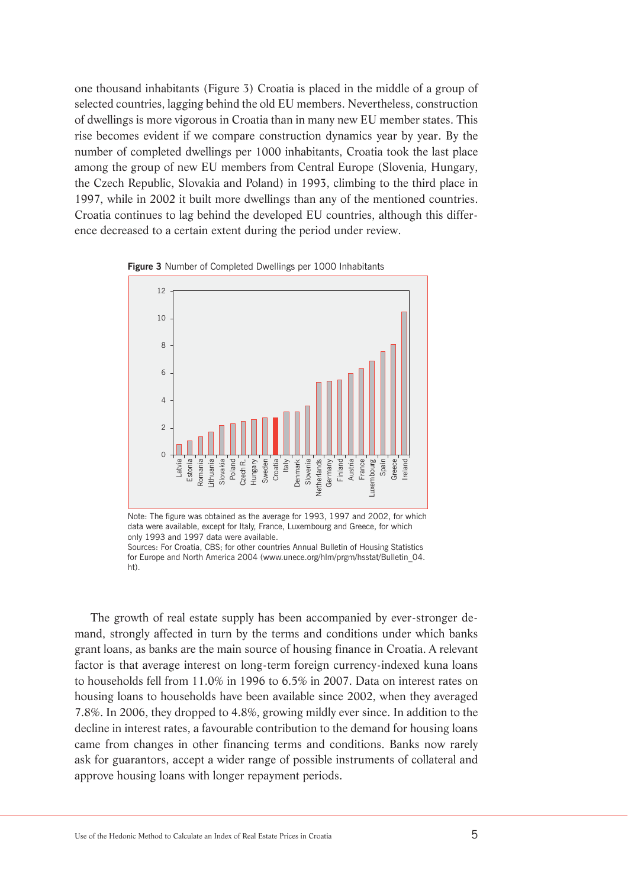one thousand inhabitants (Figure 3) Croatia is placed in the middle of a group of selected countries, lagging behind the old EU members. Nevertheless, construction of dwellings is more vigorous in Croatia than in many new EU member states. This rise becomes evident if we compare construction dynamics year by year. By the number of completed dwellings per 1000 inhabitants, Croatia took the last place among the group of new EU members from Central Europe (Slovenia, Hungary, the Czech Republic, Slovakia and Poland) in 1993, climbing to the third place in 1997, while in 2002 it built more dwellings than any of the mentioned countries. Croatia continues to lag behind the developed EU countries, although this difference decreased to a certain extent during the period under review.

**Figure 3** Number of Completed Dwellings per 1000 Inhabitants

Note: The figure was obtained as the average for 1993, 1997 and 2002, for which data were available, except for Italy, France, Luxembourg and Greece, for which only 1993 and 1997 data were available.
Sources: For Croatia, CBS; for other countries Annual Bulletin of Housing Statistics for Europe and North America 2004 (www.unece.org/hlm/prgm/hsstat/Bulletin_04.ht).

The growth of real estate supply has been accompanied by ever-stronger demand, strongly affected in turn by the terms and conditions under which banks grant loans, as banks are the main source of housing finance in Croatia. A relevant factor is that average interest on long-term foreign currency-indexed kuna loans to households fell from 11.0% in 1996 to 6.5% in 2007. Data on interest rates on housing loans to households have been available since 2002, when they averaged 7.8%. In 2006, they dropped to 4.8%, growing mildly ever since. In addition to the decline in interest rates, a favourable contribution to the demand for housing loans came from changes in other financing terms and conditions. Banks now rarely ask for guarantors, accept a wider range of possible instruments of collateral and approve housing loans with longer repayment periods.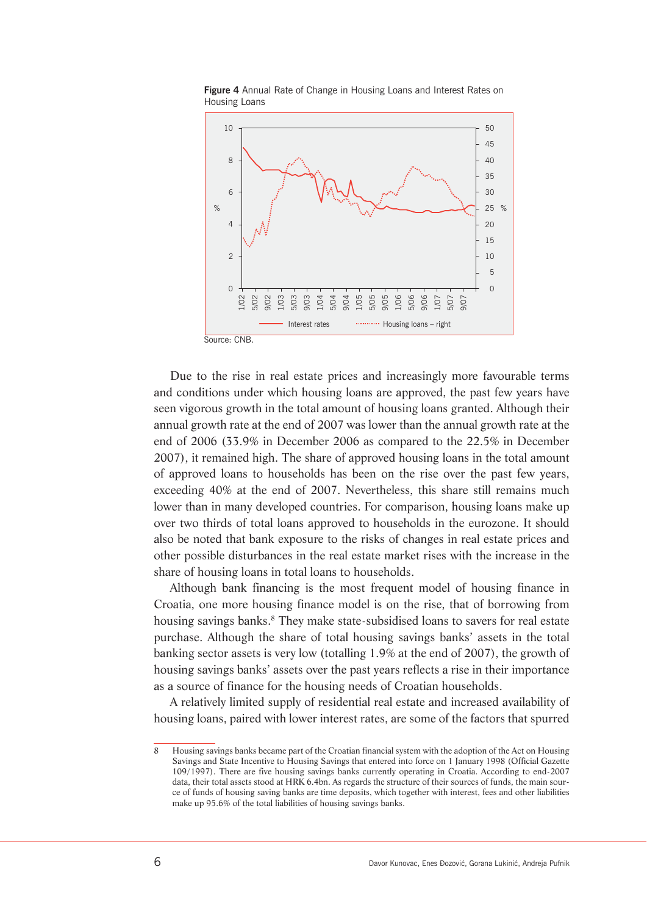**Figure 4** Annual Rate of Change in Housing Loans and Interest Rates on Housing Loans

Source: CNB.

Due to the rise in real estate prices and increasingly more favourable terms and conditions under which housing loans are approved, the past few years have seen vigorous growth in the total amount of housing loans granted. Although their annual growth rate at the end of 2007 was lower than the annual growth rate at the end of 2006 (33.9% in December 2006 as compared to the 22.5% in December 2007), it remained high. The share of approved housing loans in the total amount of approved loans to households has been on the rise over the past few years, exceeding 40% at the end of 2007. Nevertheless, this share still remains much lower than in many developed countries. For comparison, housing loans make up over two thirds of total loans approved to households in the eurozone. It should also be noted that bank exposure to the risks of changes in real estate prices and other possible disturbances in the real estate market rises with the increase in the share of housing loans in total loans to households.

Although bank financing is the most frequent model of housing finance in Croatia, one more housing finance model is on the rise, that of borrowing from housing savings banks.[8] They make state-subsidised loans to savers for real estate purchase. Although the share of total housing savings banks' assets in the total banking sector assets is very low (totalling 1.9% at the end of 2007), the growth of housing savings banks' assets over the past years reflects a rise in their importance as a source of finance for the housing needs of Croatian households.

A relatively limited supply of residential real estate and increased availability of housing loans, paired with lower interest rates, are some of the factors that spurred

---

8 Housing savings banks became part of the Croatian financial system with the adoption of the Act on Housing Savings and State Incentive to Housing Savings that entered into force on 1 January 1998 (Official Gazette 109/1997). There are five housing savings banks currently operating in Croatia. According to end-2007 data, their total assets stood at HRK 6.4bn. As regards the structure of their sources of funds, the main source of funds of housing saving banks are time deposits, which together with interest, fees and other liabilities make up 95.6% of the total liabilities of housing savings banks.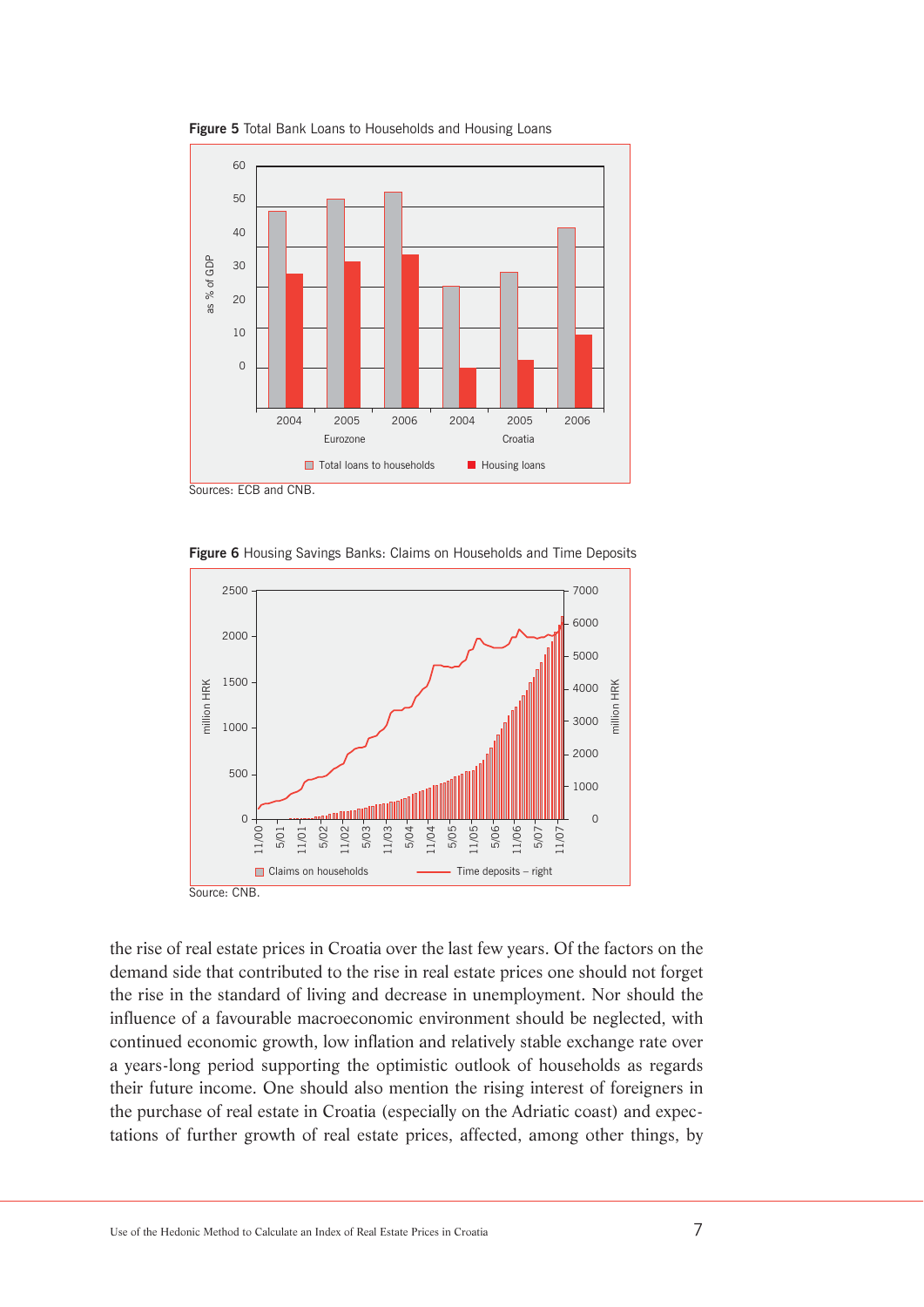**Figure 5** Total Bank Loans to Households and Housing Loans

Sources: ECB and CNB.

**Figure 6** Housing Savings Banks: Claims on Households and Time Deposits

Source: CNB.

the rise of real estate prices in Croatia over the last few years. Of the factors on the demand side that contributed to the rise in real estate prices one should not forget the rise in the standard of living and decrease in unemployment. Nor should the influence of a favourable macroeconomic environment should be neglected, with continued economic growth, low inflation and relatively stable exchange rate over a years-long period supporting the optimistic outlook of households as regards their future income. One should also mention the rising interest of foreigners in the purchase of real estate in Croatia (especially on the Adriatic coast) and expectations of further growth of real estate prices, affected, among other things, by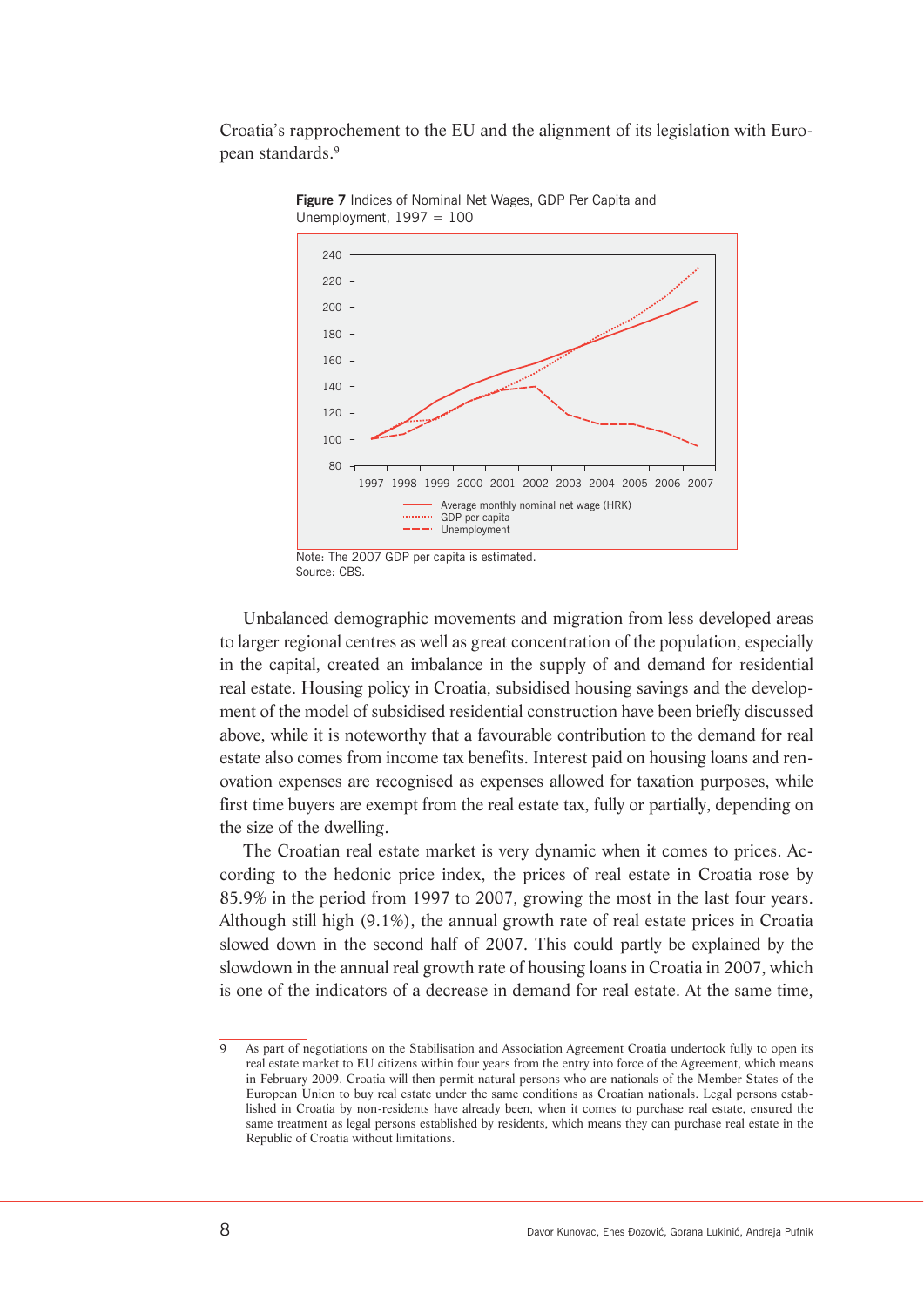Croatia's rapprochement to the EU and the alignment of its legislation with European standards.[9]

**Figure 7** Indices of Nominal Net Wages, GDP Per Capita and Unemployment, 1997 = 100

Note: The 2007 GDP per capita is estimated.
Source: CBS.

Unbalanced demographic movements and migration from less developed areas to larger regional centres as well as great concentration of the population, especially in the capital, created an imbalance in the supply of and demand for residential real estate. Housing policy in Croatia, subsidised housing savings and the development of the model of subsidised residential construction have been briefly discussed above, while it is noteworthy that a favourable contribution to the demand for real estate also comes from income tax benefits. Interest paid on housing loans and renovation expenses are recognised as expenses allowed for taxation purposes, while first time buyers are exempt from the real estate tax, fully or partially, depending on the size of the dwelling.

The Croatian real estate market is very dynamic when it comes to prices. According to the hedonic price index, the prices of real estate in Croatia rose by 85.9% in the period from 1997 to 2007, growing the most in the last four years. Although still high (9.1%), the annual growth rate of real estate prices in Croatia slowed down in the second half of 2007. This could partly be explained by the slowdown in the annual real growth rate of housing loans in Croatia in 2007, which is one of the indicators of a decrease in demand for real estate. At the same time,

[9] As part of negotiations on the Stabilisation and Association Agreement Croatia undertook fully to open its real estate market to EU citizens within four years from the entry into force of the Agreement, which means in February 2009. Croatia will then permit natural persons who are nationals of the Member States of the European Union to buy real estate under the same conditions as Croatian nationals. Legal persons established in Croatia by non-residents have already been, when it comes to purchase real estate, ensured the same treatment as legal persons established by residents, which means they can purchase real estate in the Republic of Croatia without limitations.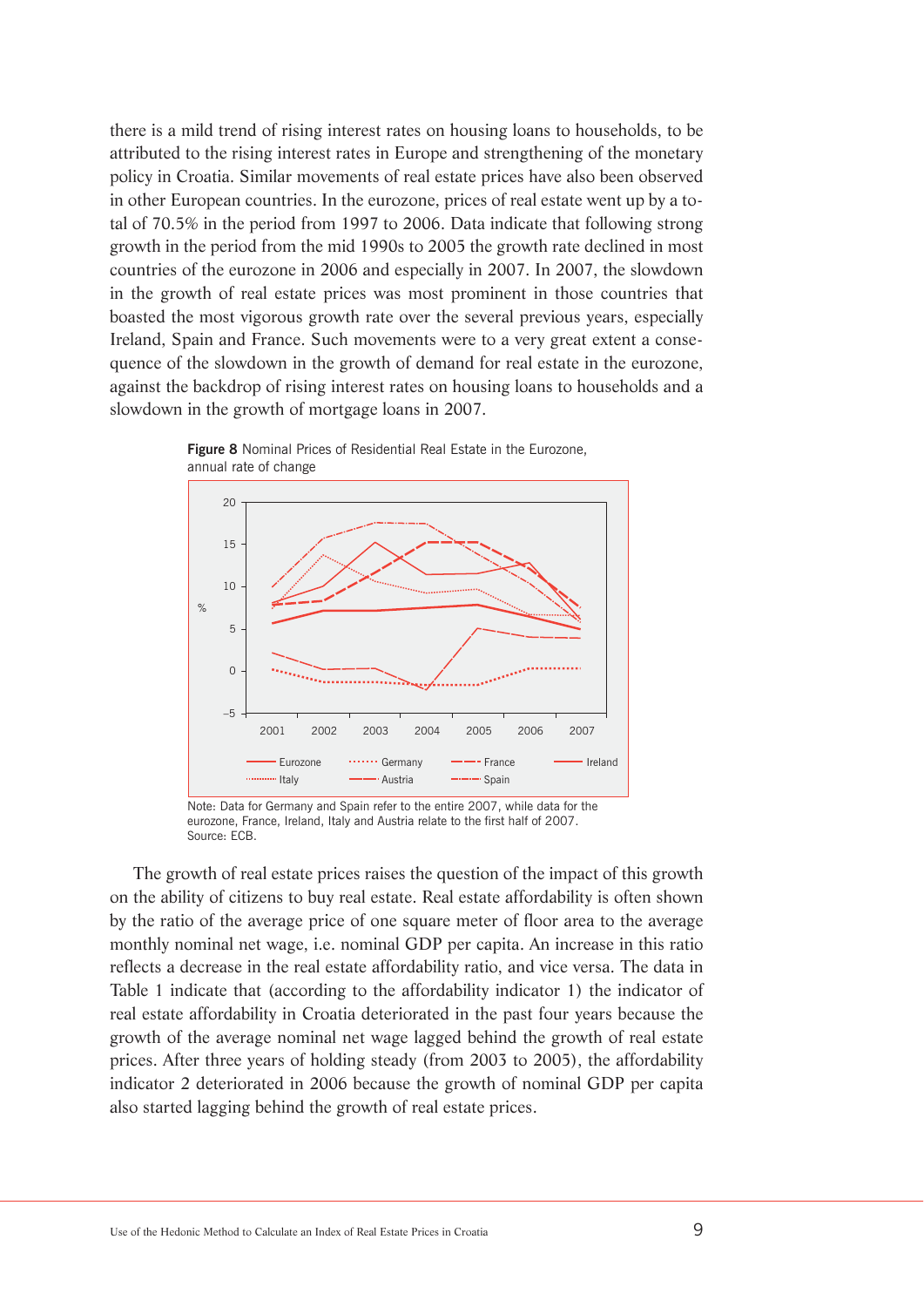there is a mild trend of rising interest rates on housing loans to households, to be attributed to the rising interest rates in Europe and strengthening of the monetary policy in Croatia. Similar movements of real estate prices have also been observed in other European countries. In the eurozone, prices of real estate went up by a total of 70.5% in the period from 1997 to 2006. Data indicate that following strong growth in the period from the mid 1990s to 2005 the growth rate declined in most countries of the eurozone in 2006 and especially in 2007. In 2007, the slowdown in the growth of real estate prices was most prominent in those countries that boasted the most vigorous growth rate over the several previous years, especially Ireland, Spain and France. Such movements were to a very great extent a consequence of the slowdown in the growth of demand for real estate in the eurozone, against the backdrop of rising interest rates on housing loans to households and a slowdown in the growth of mortgage loans in 2007.

**Figure 8** Nominal Prices of Residential Real Estate in the Eurozone, annual rate of change

Note: Data for Germany and Spain refer to the entire 2007, while data for the eurozone, France, Ireland, Italy and Austria relate to the first half of 2007.
Source: ECB.

The growth of real estate prices raises the question of the impact of this growth on the ability of citizens to buy real estate. Real estate affordability is often shown by the ratio of the average price of one square meter of floor area to the average monthly nominal net wage, i.e. nominal GDP per capita. An increase in this ratio reflects a decrease in the real estate affordability ratio, and vice versa. The data in Table 1 indicate that (according to the affordability indicator 1) the indicator of real estate affordability in Croatia deteriorated in the past four years because the growth of the average nominal net wage lagged behind the growth of real estate prices. After three years of holding steady (from 2003 to 2005), the affordability indicator 2 deteriorated in 2006 because the growth of nominal GDP per capita also started lagging behind the growth of real estate prices.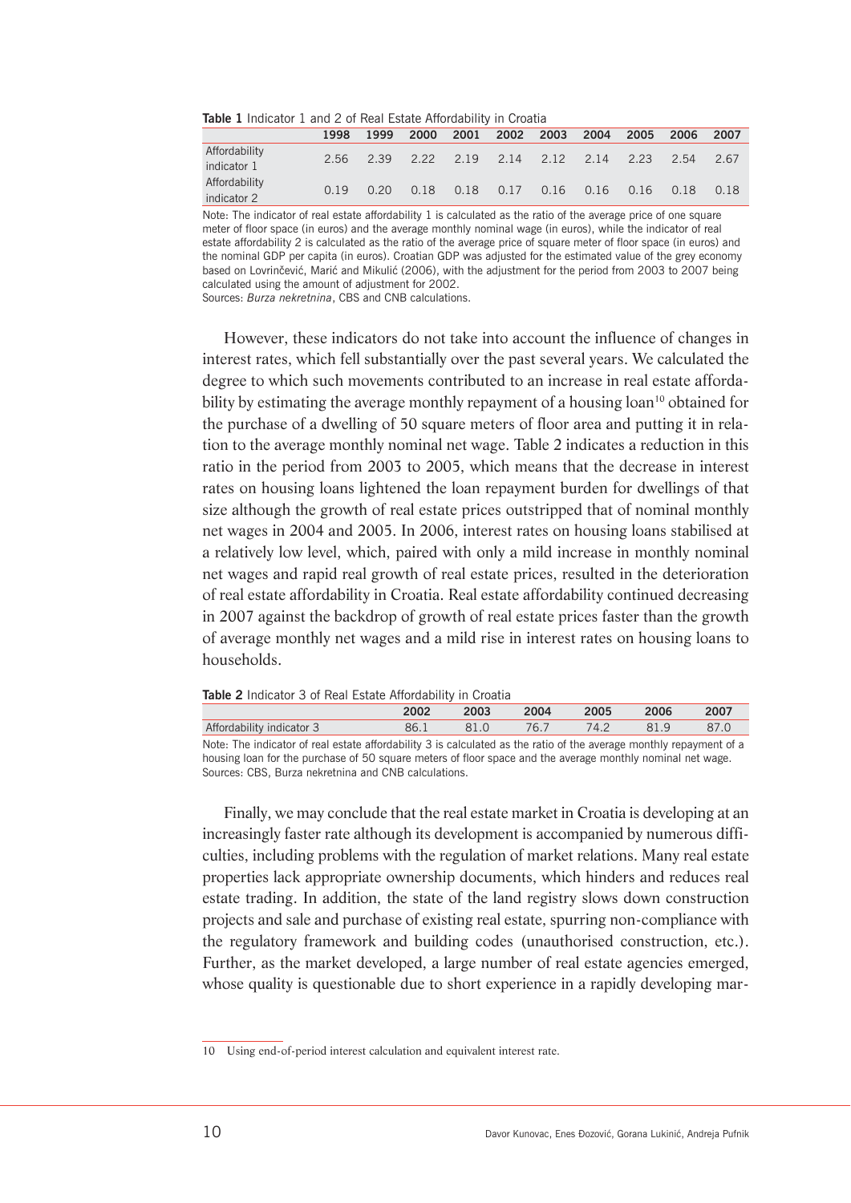**Table 1** Indicator 1 and 2 of Real Estate Affordability in Croatia

| | 1998 | 1999 | 2000 | 2001 | 2002 | 2003 | 2004 | 2005 | 2006 | 2007 |
|---|---|---|---|---|---|---|---|---|---|---|
| Affordability indicator 1 | 2.56 | 2.39 | 2.22 | 2.19 | 2.14 | 2.12 | 2.14 | 2.23 | 2.54 | 2.67 |
| Affordability indicator 2 | 0.19 | 0.20 | 0.18 | 0.18 | 0.17 | 0.16 | 0.16 | 0.16 | 0.18 | 0.18 |

Note: The indicator of real estate affordability 1 is calculated as the ratio of the average price of one square meter of floor space (in euros) and the average monthly nominal wage (in euros), while the indicator of real estate affordability 2 is calculated as the ratio of the average price of square meter of floor space (in euros) and the nominal GDP per capita (in euros). Croatian GDP was adjusted for the estimated value of the grey economy based on Lovrinčević, Marić and Mikulić (2006), with the adjustment for the period from 2003 to 2007 being calculated using the amount of adjustment for 2002.
Sources: *Burza nekretnina*, CBS and CNB calculations.

However, these indicators do not take into account the influence of changes in interest rates, which fell substantially over the past several years. We calculated the degree to which such movements contributed to an increase in real estate affordability by estimating the average monthly repayment of a housing loan[10] obtained for the purchase of a dwelling of 50 square meters of floor area and putting it in relation to the average monthly nominal net wage. Table 2 indicates a reduction in this ratio in the period from 2003 to 2005, which means that the decrease in interest rates on housing loans lightened the loan repayment burden for dwellings of that size although the growth of real estate prices outstripped that of nominal monthly net wages in 2004 and 2005. In 2006, interest rates on housing loans stabilised at a relatively low level, which, paired with only a mild increase in monthly nominal net wages and rapid real growth of real estate prices, resulted in the deterioration of real estate affordability in Croatia. Real estate affordability continued decreasing in 2007 against the backdrop of growth of real estate prices faster than the growth of average monthly net wages and a mild rise in interest rates on housing loans to households.

**Table 2** Indicator 3 of Real Estate Affordability in Croatia

| | 2002 | 2003 | 2004 | 2005 | 2006 | 2007 |
|---|---|---|---|---|---|---|
| Affordability indicator 3 | 86.1 | 81.0 | 76.7 | 74.2 | 81.9 | 87.0 |

Note: The indicator of real estate affordability 3 is calculated as the ratio of the average monthly repayment of a housing loan for the purchase of 50 square meters of floor space and the average monthly nominal net wage.
Sources: CBS, Burza nekretnina and CNB calculations.

Finally, we may conclude that the real estate market in Croatia is developing at an increasingly faster rate although its development is accompanied by numerous difficulties, including problems with the regulation of market relations. Many real estate properties lack appropriate ownership documents, which hinders and reduces real estate trading. In addition, the state of the land registry slows down construction projects and sale and purchase of existing real estate, spurring non-compliance with the regulatory framework and building codes (unauthorised construction, etc.). Further, as the market developed, a large number of real estate agencies emerged, whose quality is questionable due to short experience in a rapidly developing mar-

10 Using end-of-period interest calculation and equivalent interest rate.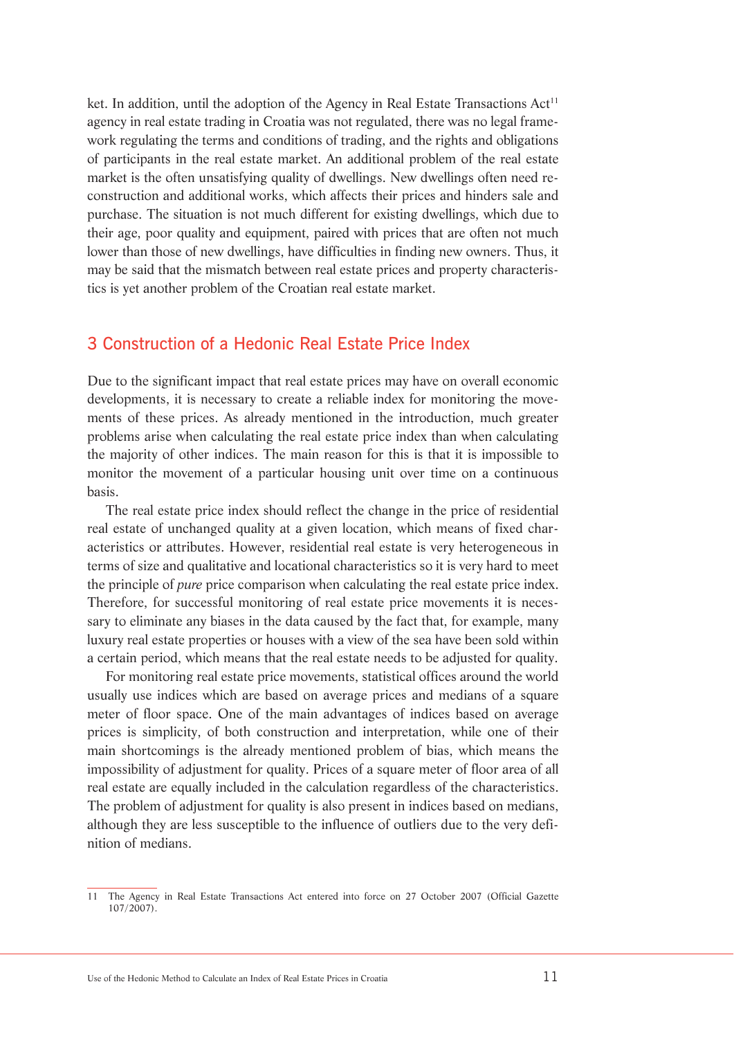ket. In addition, until the adoption of the Agency in Real Estate Transactions Act[11] agency in real estate trading in Croatia was not regulated, there was no legal framework regulating the terms and conditions of trading, and the rights and obligations of participants in the real estate market. An additional problem of the real estate market is the often unsatisfying quality of dwellings. New dwellings often need reconstruction and additional works, which affects their prices and hinders sale and purchase. The situation is not much different for existing dwellings, which due to their age, poor quality and equipment, paired with prices that are often not much lower than those of new dwellings, have difficulties in finding new owners. Thus, it may be said that the mismatch between real estate prices and property characteristics is yet another problem of the Croatian real estate market.

## 3 Construction of a Hedonic Real Estate Price Index

Due to the significant impact that real estate prices may have on overall economic developments, it is necessary to create a reliable index for monitoring the movements of these prices. As already mentioned in the introduction, much greater problems arise when calculating the real estate price index than when calculating the majority of other indices. The main reason for this is that it is impossible to monitor the movement of a particular housing unit over time on a continuous basis.

The real estate price index should reflect the change in the price of residential real estate of unchanged quality at a given location, which means of fixed characteristics or attributes. However, residential real estate is very heterogeneous in terms of size and qualitative and locational characteristics so it is very hard to meet the principle of *pure* price comparison when calculating the real estate price index. Therefore, for successful monitoring of real estate price movements it is necessary to eliminate any biases in the data caused by the fact that, for example, many luxury real estate properties or houses with a view of the sea have been sold within a certain period, which means that the real estate needs to be adjusted for quality.

For monitoring real estate price movements, statistical offices around the world usually use indices which are based on average prices and medians of a square meter of floor space. One of the main advantages of indices based on average prices is simplicity, of both construction and interpretation, while one of their main shortcomings is the already mentioned problem of bias, which means the impossibility of adjustment for quality. Prices of a square meter of floor area of all real estate are equally included in the calculation regardless of the characteristics. The problem of adjustment for quality is also present in indices based on medians, although they are less susceptible to the influence of outliers due to the very definition of medians.

---

[11] The Agency in Real Estate Transactions Act entered into force on 27 October 2007 (Official Gazette 107/2007).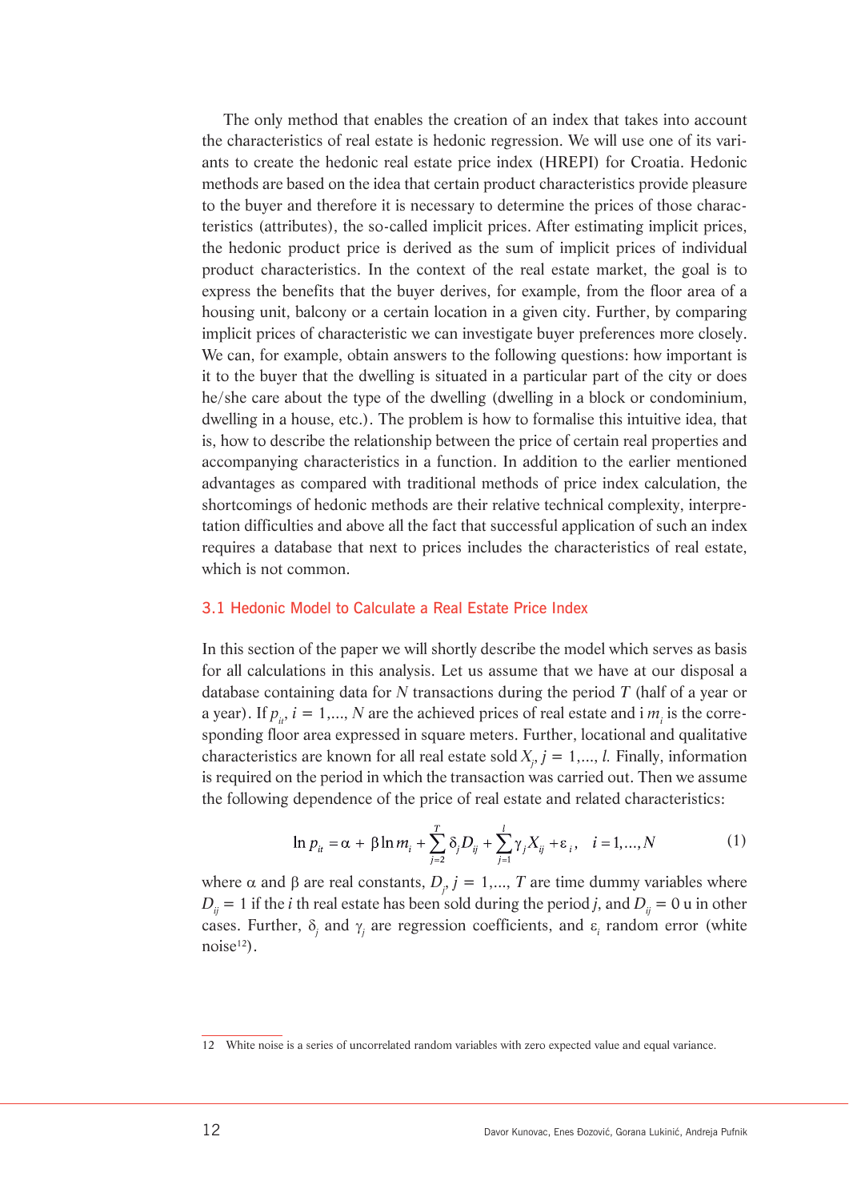The only method that enables the creation of an index that takes into account the characteristics of real estate is hedonic regression. We will use one of its variants to create the hedonic real estate price index (HREPI) for Croatia. Hedonic methods are based on the idea that certain product characteristics provide pleasure to the buyer and therefore it is necessary to determine the prices of those characteristics (attributes), the so-called implicit prices. After estimating implicit prices, the hedonic product price is derived as the sum of implicit prices of individual product characteristics. In the context of the real estate market, the goal is to express the benefits that the buyer derives, for example, from the floor area of a housing unit, balcony or a certain location in a given city. Further, by comparing implicit prices of characteristic we can investigate buyer preferences more closely. We can, for example, obtain answers to the following questions: how important is it to the buyer that the dwelling is situated in a particular part of the city or does he/she care about the type of the dwelling (dwelling in a block or condominium, dwelling in a house, etc.). The problem is how to formalise this intuitive idea, that is, how to describe the relationship between the price of certain real properties and accompanying characteristics in a function. In addition to the earlier mentioned advantages as compared with traditional methods of price index calculation, the shortcomings of hedonic methods are their relative technical complexity, interpretation difficulties and above all the fact that successful application of such an index requires a database that next to prices includes the characteristics of real estate, which is not common.

### 3.1 Hedonic Model to Calculate a Real Estate Price Index

In this section of the paper we will shortly describe the model which serves as basis for all calculations in this analysis. Let us assume that we have at our disposal a database containing data for $N$ transactions during the period $T$ (half of a year or a year). If $p_{it}$, $i = 1,..., N$ are the achieved prices of real estate and i $m_i$ is the corresponding floor area expressed in square meters. Further, locational and qualitative characteristics are known for all real estate sold $X_j$, $j = 1,..., l$. Finally, information is required on the period in which the transaction was carried out. Then we assume the following dependence of the price of real estate and related characteristics:

$$\ln p_{it} = \alpha + \beta \ln m_i + \sum_{j=2}^{T} \delta_j D_{ij} + \sum_{j=1}^{l} \gamma_j X_{ij} + \varepsilon_i, \quad i = 1,...,N \tag{1}$$

where $\alpha$ and $\beta$ are real constants, $D_j$, $j = 1,..., T$ are time dummy variables where $D_{ij} = 1$ if the $i$ th real estate has been sold during the period $j$, and $D_{ij} = 0$ u in other cases. Further, $\delta_j$ and $\gamma_j$ are regression coefficients, and $\varepsilon_i$ random error (white noise[12]).

---

12 White noise is a series of uncorrelated random variables with zero expected value and equal variance.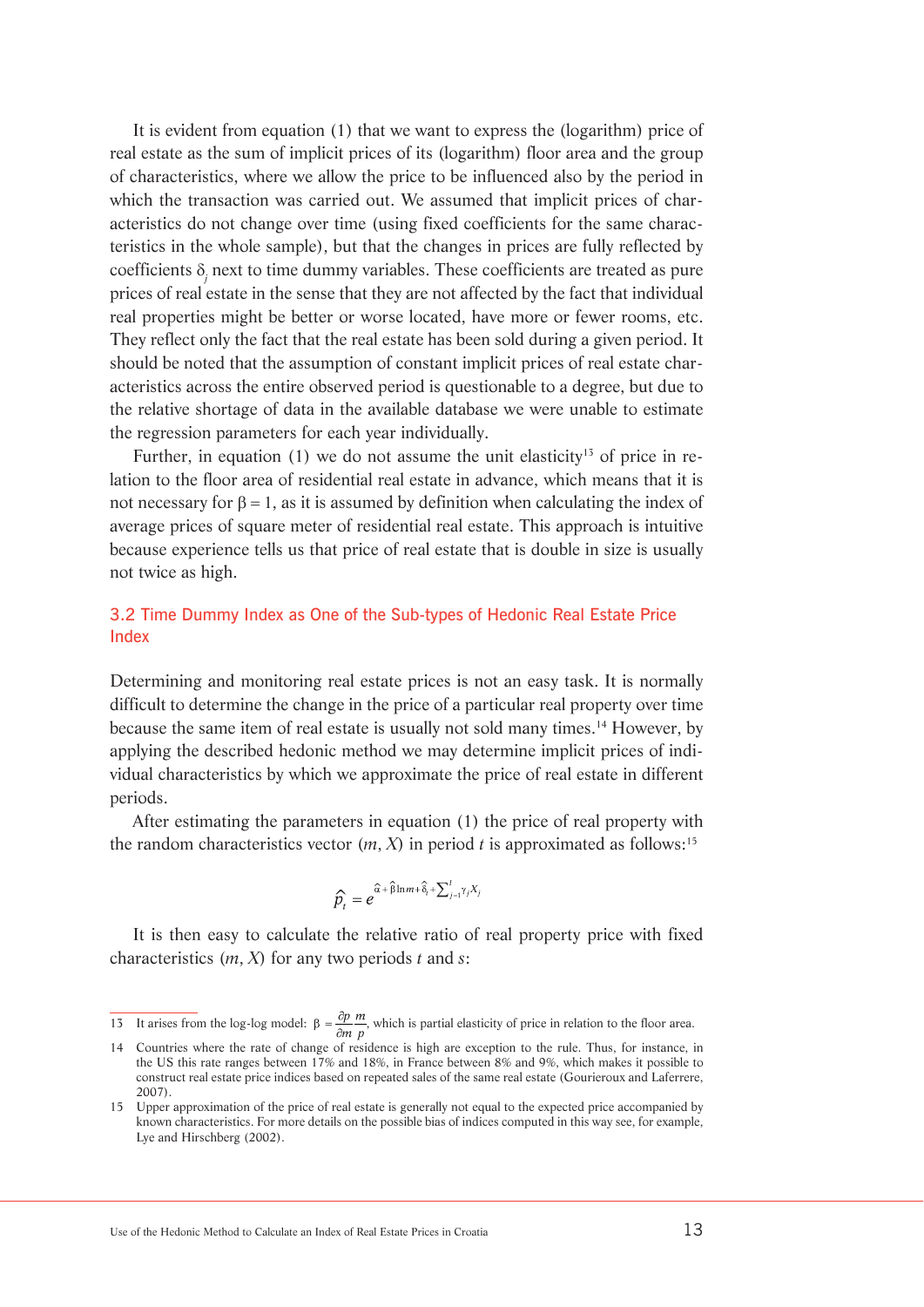It is evident from equation (1) that we want to express the (logarithm) price of real estate as the sum of implicit prices of its (logarithm) floor area and the group of characteristics, where we allow the price to be influenced also by the period in which the transaction was carried out. We assumed that implicit prices of characteristics do not change over time (using fixed coefficients for the same characteristics in the whole sample), but that the changes in prices are fully reflected by coefficients $\delta_j$ next to time dummy variables. These coefficients are treated as pure prices of real estate in the sense that they are not affected by the fact that individual real properties might be better or worse located, have more or fewer rooms, etc. They reflect only the fact that the real estate has been sold during a given period. It should be noted that the assumption of constant implicit prices of real estate characteristics across the entire observed period is questionable to a degree, but due to the relative shortage of data in the available database we were unable to estimate the regression parameters for each year individually.

Further, in equation (1) we do not assume the unit elasticity[13] of price in relation to the floor area of residential real estate in advance, which means that it is not necessary for $\beta = 1$, as it is assumed by definition when calculating the index of average prices of square meter of residential real estate. This approach is intuitive because experience tells us that price of real estate that is double in size is usually not twice as high.

## 3.2 Time Dummy Index as One of the Sub-types of Hedonic Real Estate Price Index

Determining and monitoring real estate prices is not an easy task. It is normally difficult to determine the change in the price of a particular real property over time because the same item of real estate is usually not sold many times.[14] However, by applying the described hedonic method we may determine implicit prices of individual characteristics by which we approximate the price of real estate in different periods.

After estimating the parameters in equation (1) the price of real property with the random characteristics vector $(m, X)$ in period $t$ is approximated as follows:[15]

$$\hat{p}_t = e^{\hat{\alpha} + \hat{\beta}\ln m + \hat{\delta}_t + \sum_{j=1}^{l} \gamma_j X_j}$$

It is then easy to calculate the relative ratio of real property price with fixed characteristics $(m, X)$ for any two periods $t$ and $s$:

---

13 It arises from the log-log model: $\beta = \frac{\partial p}{\partial m}\frac{m}{p}$, which is partial elasticity of price in relation to the floor area.

14 Countries where the rate of change of residence is high are exception to the rule. Thus, for instance, in the US this rate ranges between 17% and 18%, in France between 8% and 9%, which makes it possible to construct real estate price indices based on repeated sales of the same real estate (Gourieroux and Laferrere, 2007).

15 Upper approximation of the price of real estate is generally not equal to the expected price accompanied by known characteristics. For more details on the possible bias of indices computed in this way see, for example, Lye and Hirschberg (2002).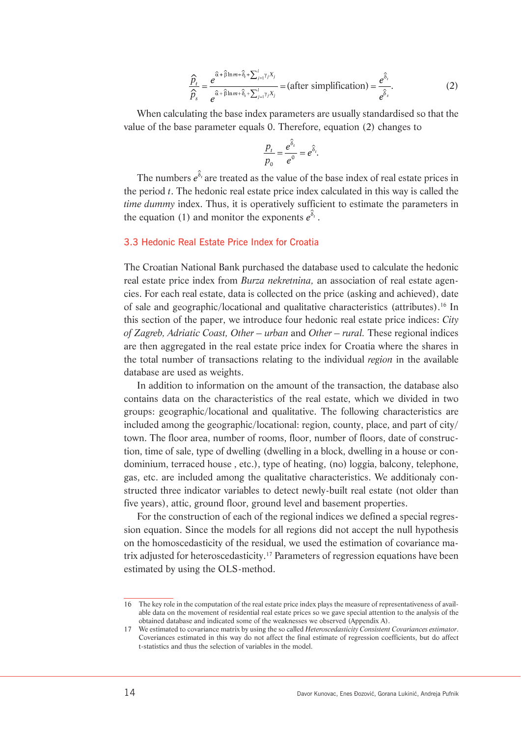$$\frac{\hat{p}_t}{\hat{p}_s} = \frac{e^{\hat{\alpha}+\hat{\beta}\ln m+\hat{\delta}_t+\sum_{j=1}^{l}\gamma_j X_j}}{e^{\hat{\alpha}+\hat{\beta}\ln m+\hat{\delta}_s+\sum_{j=1}^{l}\gamma_j X_j}} = \text{(after simplification)} = \frac{e^{\hat{\delta}_t}}{e^{\hat{\delta}_s}}. \tag{2}$$

When calculating the base index parameters are usually standardised so that the value of the base parameter equals 0. Therefore, equation (2) changes to

$$\frac{p_t}{p_0} = \frac{e^{\hat{\delta}_t}}{e^{0}} = e^{\hat{\delta}_t}.$$

The numbers $e^{\hat{\delta}_t}$ are treated as the value of the base index of real estate prices in the period $t$. The hedonic real estate price index calculated in this way is called the *time dummy* index. Thus, it is operatively sufficient to estimate the parameters in the equation (1) and monitor the exponents $e^{\hat{\delta}_t}$.

### 3.3 Hedonic Real Estate Price Index for Croatia

The Croatian National Bank purchased the database used to calculate the hedonic real estate price index from *Burza nekretnina,* an association of real estate agencies. For each real estate, data is collected on the price (asking and achieved), date of sale and geographic/locational and qualitative characteristics (attributes).[16] In this section of the paper, we introduce four hedonic real estate price indices: *City of Zagreb, Adriatic Coast, Other – urban* and *Other – rural.* These regional indices are then aggregated in the real estate price index for Croatia where the shares in the total number of transactions relating to the individual *region* in the available database are used as weights.

In addition to information on the amount of the transaction, the database also contains data on the characteristics of the real estate, which we divided in two groups: geographic/locational and qualitative. The following characteristics are included among the geographic/locational: region, county, place, and part of city/town. The floor area, number of rooms, floor, number of floors, date of construction, time of sale, type of dwelling (dwelling in a block, dwelling in a house or condominium, terraced house , etc.), type of heating, (no) loggia, balcony, telephone, gas, etc. are included among the qualitative characteristics. We additionaly constructed three indicator variables to detect newly-built real estate (not older than five years), attic, ground floor, ground level and basement properties.

For the construction of each of the regional indices we defined a special regression equation. Since the models for all regions did not accept the null hypothesis on the homoscedasticity of the residual, we used the estimation of covariance matrix adjusted for heteroscedasticity.[17] Parameters of regression equations have been estimated by using the OLS-method.

---

16 The key role in the computation of the real estate price index plays the measure of representativeness of available data on the movement of residential real estate prices so we gave special attention to the analysis of the obtained database and indicated some of the weaknesses we observed (Appendix A).

17 We estimated to covariance matrix by using the so called *Heteroscedasticity Consistent Covariances estimator*. Coveriances estimated in this way do not affect the final estimate of regression coefficients, but do affect t-statistics and thus the selection of variables in the model.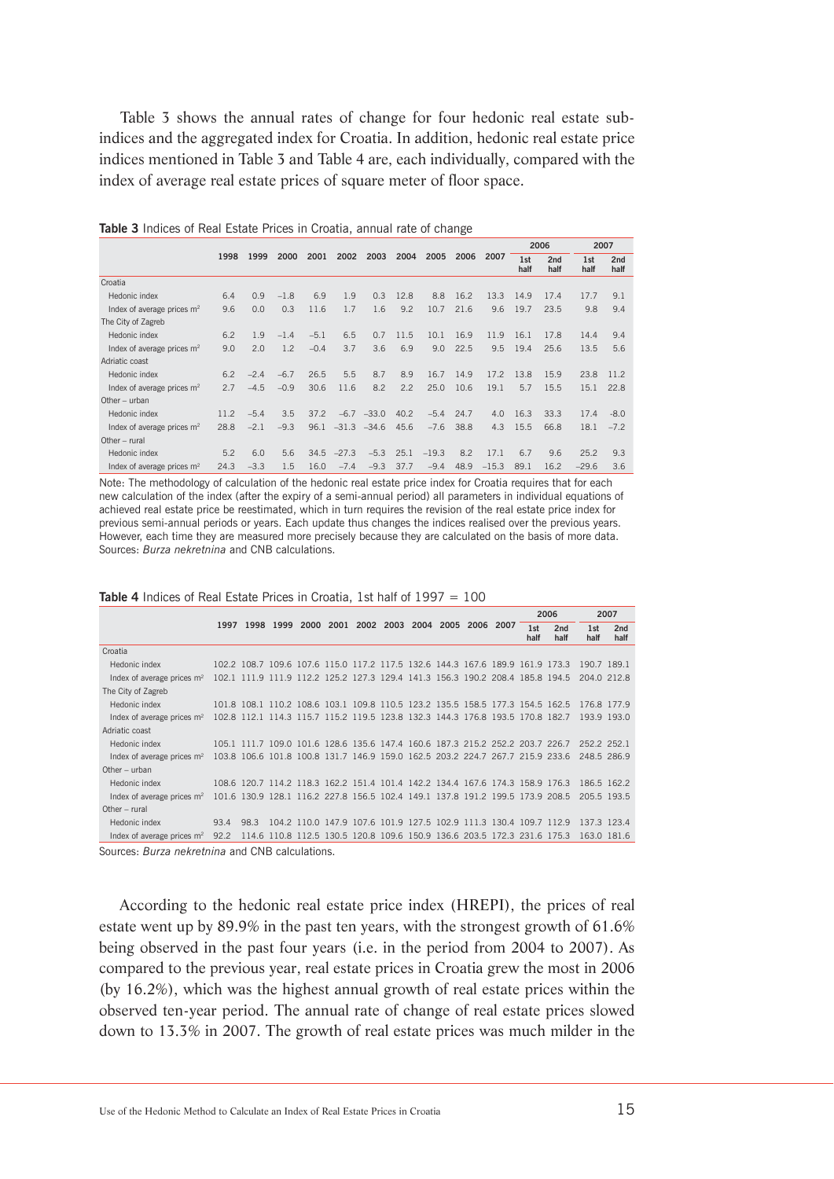Table 3 shows the annual rates of change for four hedonic real estate sub-indices and the aggregated index for Croatia. In addition, hedonic real estate price indices mentioned in Table 3 and Table 4 are, each individually, compared with the index of average real estate prices of square meter of floor space.

**Table 3** Indices of Real Estate Prices in Croatia, annual rate of change

| | 1998 | 1999 | 2000 | 2001 | 2002 | 2003 | 2004 | 2005 | 2006 | 2007 | 2006 | | 2007 | |
|---|---|---|---|---|---|---|---|---|---|---|---|---|---|---|
| | | | | | | | | | | | 1st half | 2nd half | 1st half | 2nd half |
| Croatia | | | | | | | | | | | | | | |
| Hedonic index | 6.4 | 0.9 | −1.8 | 6.9 | 1.9 | 0.3 | 12.8 | 8.8 | 16.2 | 13.3 | 14.9 | 17.4 | 17.7 | 9.1 |
| Index of average prices m² | 9.6 | 0.0 | 0.3 | 11.6 | 1.7 | 1.6 | 9.2 | 10.7 | 21.6 | 9.6 | 19.7 | 23.5 | 9.8 | 9.4 |
| The City of Zagreb | | | | | | | | | | | | | | |
| Hedonic index | 6.2 | 1.9 | −1.4 | −5.1 | 6.5 | 0.7 | 11.5 | 10.1 | 16.9 | 11.9 | 16.1 | 17.8 | 14.4 | 9.4 |
| Index of average prices m² | 9.0 | 2.0 | 1.2 | −0.4 | 3.7 | 3.6 | 6.9 | 9.0 | 22.5 | 9.5 | 19.4 | 25.6 | 13.5 | 5.6 |
| Adriatic coast | | | | | | | | | | | | | | |
| Hedonic index | 6.2 | −2.4 | −6.7 | 26.5 | 5.5 | 8.7 | 8.9 | 16.7 | 14.9 | 17.2 | 13.8 | 15.9 | 23.8 | 11.2 |
| Index of average prices m² | 2.7 | −4.5 | −0.9 | 30.6 | 11.6 | 8.2 | 2.2 | 25.0 | 10.6 | 19.1 | 5.7 | 15.5 | 15.1 | 22.8 |
| Other – urban | | | | | | | | | | | | | | |
| Hedonic index | 11.2 | −5.4 | 3.5 | 37.2 | −6.7 | −33.0 | 40.2 | −5.4 | 24.7 | 4.0 | 16.3 | 33.3 | 17.4 | −8.0 |
| Index of average prices m² | 28.8 | −2.1 | −9.3 | 96.1 | −31.3 | −34.6 | 45.6 | −7.6 | 38.8 | 4.3 | 15.5 | 66.8 | 18.1 | −7.2 |
| Other – rural | | | | | | | | | | | | | | |
| Hedonic index | 5.2 | 6.0 | 5.6 | 34.5 | −27.3 | −5.3 | 25.1 | −19.3 | 8.2 | 17.1 | 6.7 | 9.6 | 25.2 | 9.3 |
| Index of average prices m² | 24.3 | −3.3 | 1.5 | 16.0 | −7.4 | −9.3 | 37.7 | −9.4 | 48.9 | −15.3 | 89.1 | 16.2 | −29.6 | 3.6 |

Note: The methodology of calculation of the hedonic real estate price index for Croatia requires that for each new calculation of the index (after the expiry of a semi-annual period) all parameters in individual equations of achieved real estate price be reestimated, which in turn requires the revision of the real estate price index for previous semi-annual periods or years. Each update thus changes the indices realised over the previous years. However, each time they are measured more precisely because they are calculated on the basis of more data.
Sources: *Burza nekretnina* and CNB calculations.

**Table 4** Indices of Real Estate Prices in Croatia, 1st half of 1997 = 100

| | 1997 | 1998 | 1999 | 2000 | 2001 | 2002 | 2003 | 2004 | 2005 | 2006 | 2007 | 2006 | | 2007 | |
|---|---|---|---|---|---|---|---|---|---|---|---|---|---|---|---|
| | | | | | | | | | | | | 1st half | 2nd half | 1st half | 2nd half |
| Croatia | | | | | | | | | | | | | | | |
| Hedonic index | 102.2 | 108.7 | 109.6 | 107.6 | 115.0 | 117.2 | 117.5 | 132.6 | 144.3 | 167.6 | 189.9 | 161.9 | 173.3 | 190.7 | 189.1 |
| Index of average prices m² | 102.1 | 111.9 | 111.9 | 112.2 | 125.2 | 127.3 | 129.4 | 141.3 | 156.3 | 190.2 | 208.4 | 185.8 | 194.5 | 204.0 | 212.8 |
| The City of Zagreb | | | | | | | | | | | | | | | |
| Hedonic index | 101.8 | 108.1 | 110.2 | 108.6 | 103.1 | 109.8 | 110.5 | 123.2 | 135.5 | 158.5 | 177.3 | 154.5 | 162.5 | 176.8 | 177.9 |
| Index of average prices m² | 102.8 | 112.1 | 114.3 | 115.7 | 115.2 | 119.5 | 123.8 | 132.3 | 144.3 | 176.8 | 193.5 | 170.8 | 182.7 | 193.9 | 193.0 |
| Adriatic coast | | | | | | | | | | | | | | | |
| Hedonic index | 105.1 | 111.7 | 109.0 | 101.6 | 128.6 | 135.6 | 147.4 | 160.6 | 187.3 | 215.2 | 252.2 | 203.7 | 226.7 | 252.2 | 252.1 |
| Index of average prices m² | 103.8 | 106.6 | 101.8 | 100.8 | 131.7 | 146.9 | 159.0 | 162.5 | 203.2 | 224.7 | 267.7 | 215.9 | 233.6 | 248.5 | 286.9 |
| Other – urban | | | | | | | | | | | | | | | |
| Hedonic index | 108.6 | 120.7 | 114.2 | 118.3 | 162.2 | 151.4 | 101.4 | 142.2 | 134.4 | 167.6 | 174.3 | 158.9 | 176.3 | 186.5 | 162.2 |
| Index of average prices m² | 101.6 | 130.9 | 128.1 | 116.2 | 227.8 | 156.5 | 102.4 | 149.1 | 137.8 | 191.2 | 199.5 | 173.9 | 208.5 | 205.5 | 193.5 |
| Other – rural | | | | | | | | | | | | | | | |
| Hedonic index | 93.4 | 98.3 | 104.2 | 110.0 | 147.9 | 107.6 | 101.9 | 127.5 | 102.9 | 111.3 | 130.4 | 109.7 | 112.9 | 137.3 | 123.4 |
| Index of average prices m² | 92.2 | 114.6 | 110.8 | 112.5 | 130.5 | 120.8 | 109.6 | 150.9 | 136.6 | 203.5 | 172.3 | 231.6 | 175.3 | 163.0 | 181.6 |

Sources: *Burza nekretnina* and CNB calculations.

According to the hedonic real estate price index (HREPI), the prices of real estate went up by 89.9% in the past ten years, with the strongest growth of 61.6% being observed in the past four years (i.e. in the period from 2004 to 2007). As compared to the previous year, real estate prices in Croatia grew the most in 2006 (by 16.2%), which was the highest annual growth of real estate prices within the observed ten-year period. The annual rate of change of real estate prices slowed down to 13.3% in 2007. The growth of real estate prices was much milder in the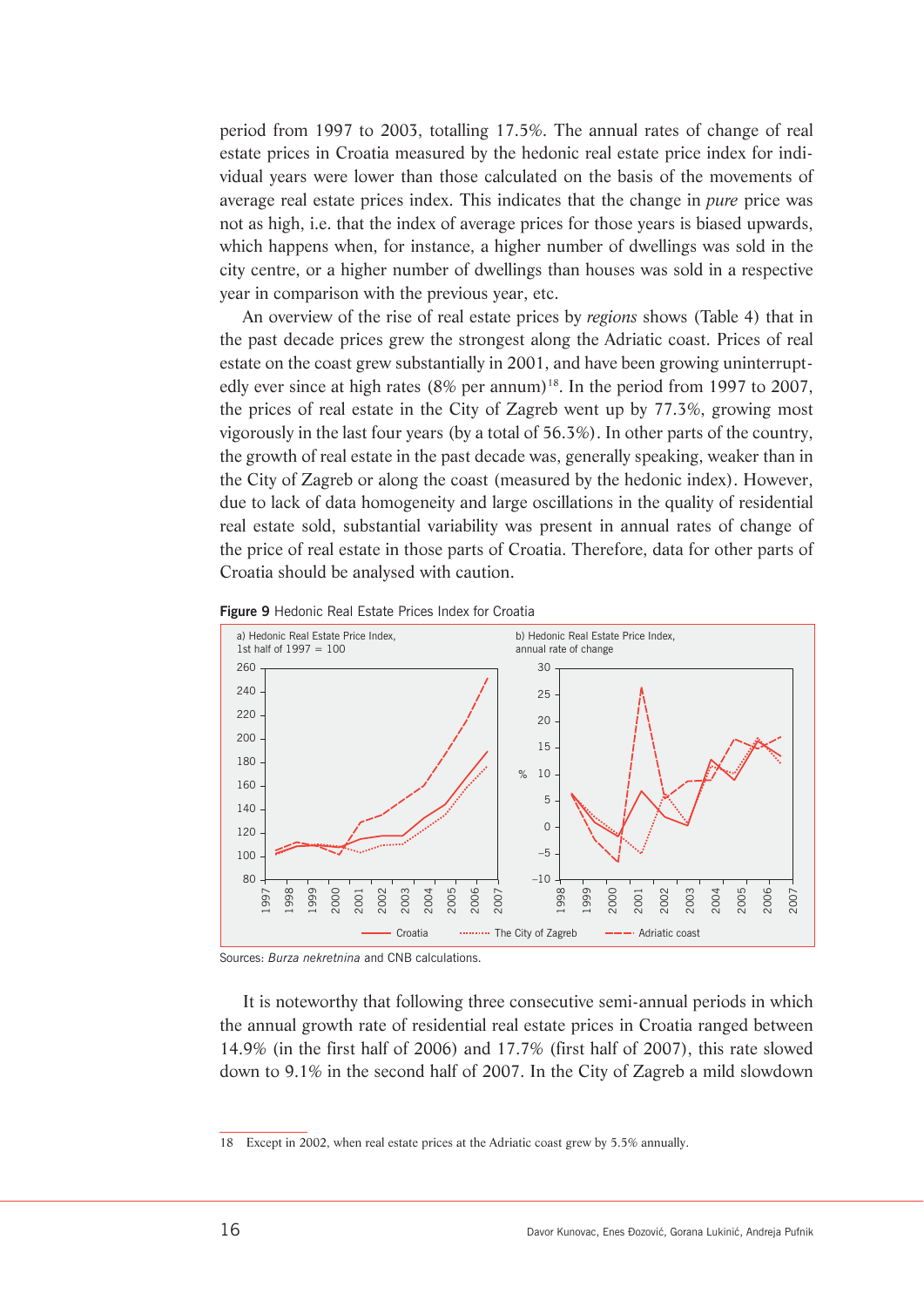period from 1997 to 2003, totalling 17.5%. The annual rates of change of real estate prices in Croatia measured by the hedonic real estate price index for individual years were lower than those calculated on the basis of the movements of average real estate prices index. This indicates that the change in *pure* price was not as high, i.e. that the index of average prices for those years is biased upwards, which happens when, for instance, a higher number of dwellings was sold in the city centre, or a higher number of dwellings than houses was sold in a respective year in comparison with the previous year, etc.

An overview of the rise of real estate prices by *regions* shows (Table 4) that in the past decade prices grew the strongest along the Adriatic coast. Prices of real estate on the coast grew substantially in 2001, and have been growing uninterruptedly ever since at high rates (8% per annum)[18]. In the period from 1997 to 2007, the prices of real estate in the City of Zagreb went up by 77.3%, growing most vigorously in the last four years (by a total of 56.3%). In other parts of the country, the growth of real estate in the past decade was, generally speaking, weaker than in the City of Zagreb or along the coast (measured by the hedonic index). However, due to lack of data homogeneity and large oscillations in the quality of residential real estate sold, substantial variability was present in annual rates of change of the price of real estate in those parts of Croatia. Therefore, data for other parts of Croatia should be analysed with caution.

**Figure 9** Hedonic Real Estate Prices Index for Croatia

Sources: *Burza nekretnina* and CNB calculations.

It is noteworthy that following three consecutive semi-annual periods in which the annual growth rate of residential real estate prices in Croatia ranged between 14.9% (in the first half of 2006) and 17.7% (first half of 2007), this rate slowed down to 9.1% in the second half of 2007. In the City of Zagreb a mild slowdown

---

18 Except in 2002, when real estate prices at the Adriatic coast grew by 5.5% annually.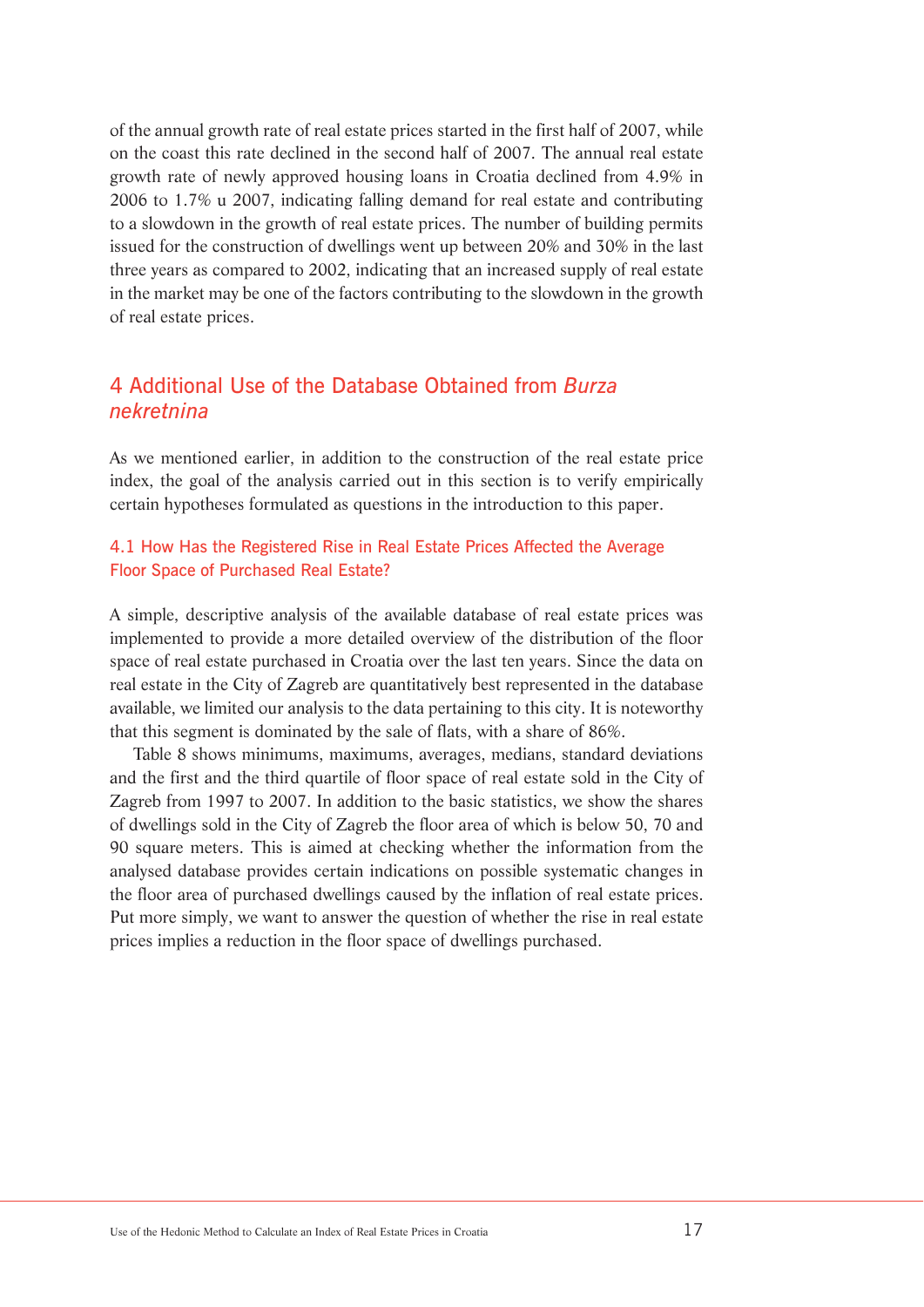of the annual growth rate of real estate prices started in the first half of 2007, while on the coast this rate declined in the second half of 2007. The annual real estate growth rate of newly approved housing loans in Croatia declined from 4.9% in 2006 to 1.7% u 2007, indicating falling demand for real estate and contributing to a slowdown in the growth of real estate prices. The number of building permits issued for the construction of dwellings went up between 20% and 30% in the last three years as compared to 2002, indicating that an increased supply of real estate in the market may be one of the factors contributing to the slowdown in the growth of real estate prices.

## 4 Additional Use of the Database Obtained from *Burza nekretnina*

As we mentioned earlier, in addition to the construction of the real estate price index, the goal of the analysis carried out in this section is to verify empirically certain hypotheses formulated as questions in the introduction to this paper.

### 4.1 How Has the Registered Rise in Real Estate Prices Affected the Average Floor Space of Purchased Real Estate?

A simple, descriptive analysis of the available database of real estate prices was implemented to provide a more detailed overview of the distribution of the floor space of real estate purchased in Croatia over the last ten years. Since the data on real estate in the City of Zagreb are quantitatively best represented in the database available, we limited our analysis to the data pertaining to this city. It is noteworthy that this segment is dominated by the sale of flats, with a share of 86%.

Table 8 shows minimums, maximums, averages, medians, standard deviations and the first and the third quartile of floor space of real estate sold in the City of Zagreb from 1997 to 2007. In addition to the basic statistics, we show the shares of dwellings sold in the City of Zagreb the floor area of which is below 50, 70 and 90 square meters. This is aimed at checking whether the information from the analysed database provides certain indications on possible systematic changes in the floor area of purchased dwellings caused by the inflation of real estate prices. Put more simply, we want to answer the question of whether the rise in real estate prices implies a reduction in the floor space of dwellings purchased.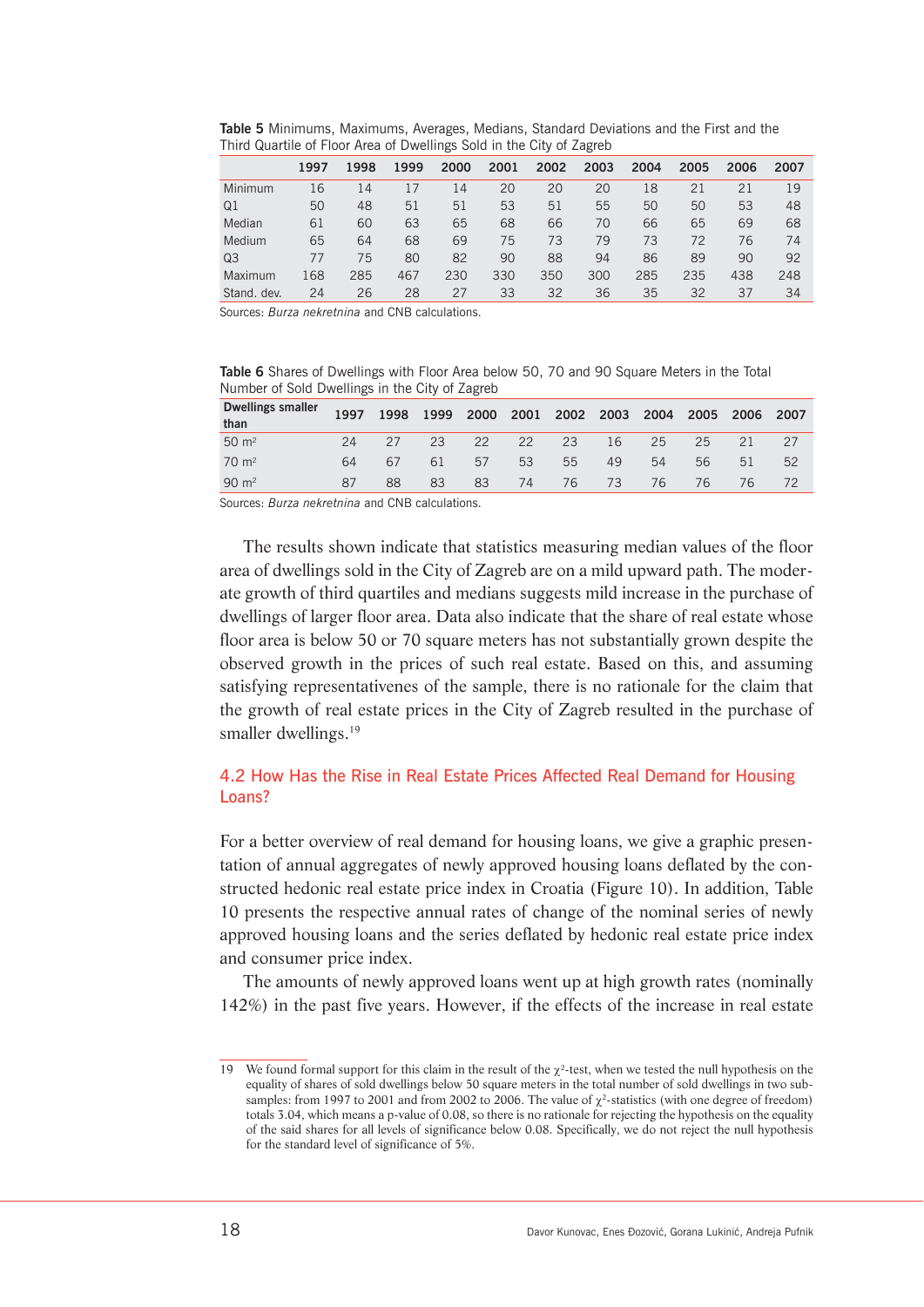**Table 5** Minimums, Maximums, Averages, Medians, Standard Deviations and the First and the Third Quartile of Floor Area of Dwellings Sold in the City of Zagreb

| | 1997 | 1998 | 1999 | 2000 | 2001 | 2002 | 2003 | 2004 | 2005 | 2006 | 2007 |
|---|---|---|---|---|---|---|---|---|---|---|---|
| Minimum | 16 | 14 | 17 | 14 | 20 | 20 | 20 | 18 | 21 | 21 | 19 |
| Q1 | 50 | 48 | 51 | 51 | 53 | 51 | 55 | 50 | 50 | 53 | 48 |
| Median | 61 | 60 | 63 | 65 | 68 | 66 | 70 | 66 | 65 | 69 | 68 |
| Medium | 65 | 64 | 68 | 69 | 75 | 73 | 79 | 73 | 72 | 76 | 74 |
| Q3 | 77 | 75 | 80 | 82 | 90 | 88 | 94 | 86 | 89 | 90 | 92 |
| Maximum | 168 | 285 | 467 | 230 | 330 | 350 | 300 | 285 | 235 | 438 | 248 |
| Stand. dev. | 24 | 26 | 28 | 27 | 33 | 32 | 36 | 35 | 32 | 37 | 34 |

Sources: *Burza nekretnina* and CNB calculations.

**Table 6** Shares of Dwellings with Floor Area below 50, 70 and 90 Square Meters in the Total Number of Sold Dwellings in the City of Zagreb

| Dwellings smaller than | 1997 | 1998 | 1999 | 2000 | 2001 | 2002 | 2003 | 2004 | 2005 | 2006 | 2007 |
|---|---|---|---|---|---|---|---|---|---|---|---|
| 50 m² | 24 | 27 | 23 | 22 | 22 | 23 | 16 | 25 | 25 | 21 | 27 |
| 70 m² | 64 | 67 | 61 | 57 | 53 | 55 | 49 | 54 | 56 | 51 | 52 |
| 90 m² | 87 | 88 | 83 | 83 | 74 | 76 | 73 | 76 | 76 | 76 | 72 |

Sources: *Burza nekretnina* and CNB calculations.

The results shown indicate that statistics measuring median values of the floor area of dwellings sold in the City of Zagreb are on a mild upward path. The moderate growth of third quartiles and medians suggests mild increase in the purchase of dwellings of larger floor area. Data also indicate that the share of real estate whose floor area is below 50 or 70 square meters has not substantially grown despite the observed growth in the prices of such real estate. Based on this, and assuming satisfying representativenes of the sample, there is no rationale for the claim that the growth of real estate prices in the City of Zagreb resulted in the purchase of smaller dwellings.[19]

## 4.2 How Has the Rise in Real Estate Prices Affected Real Demand for Housing Loans?

For a better overview of real demand for housing loans, we give a graphic presentation of annual aggregates of newly approved housing loans deflated by the constructed hedonic real estate price index in Croatia (Figure 10). In addition, Table 10 presents the respective annual rates of change of the nominal series of newly approved housing loans and the series deflated by hedonic real estate price index and consumer price index.

The amounts of newly approved loans went up at high growth rates (nominally 142%) in the past five years. However, if the effects of the increase in real estate

---

19 We found formal support for this claim in the result of the $\chi^2$-test, when we tested the null hypothesis on the equality of shares of sold dwellings below 50 square meters in the total number of sold dwellings in two subsamples: from 1997 to 2001 and from 2002 to 2006. The value of $\chi^2$-statistics (with one degree of freedom) totals 3.04, which means a p-value of 0.08, so there is no rationale for rejecting the hypothesis on the equality of the said shares for all levels of significance below 0.08. Specifically, we do not reject the null hypothesis for the standard level of significance of 5%.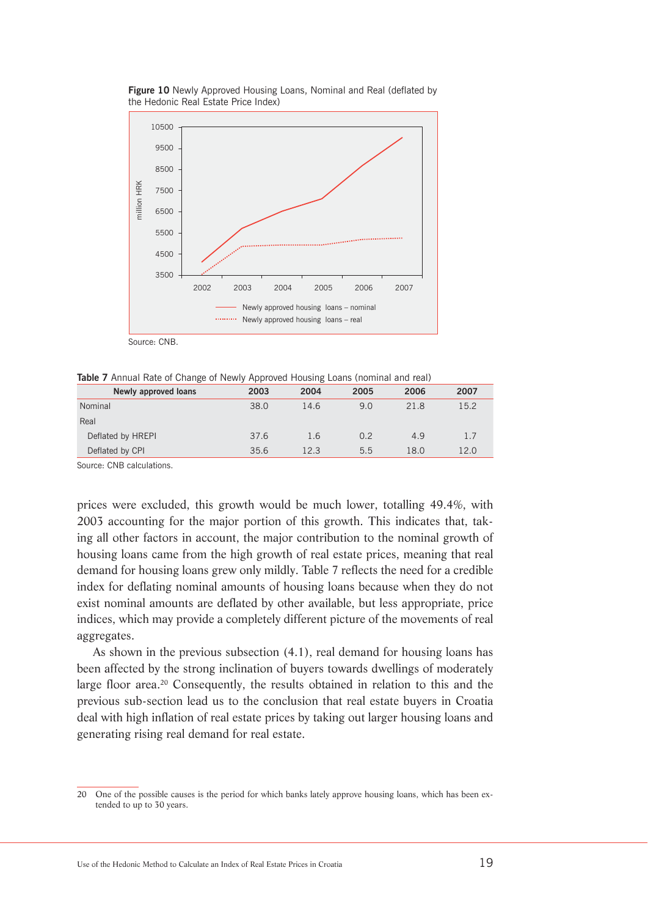**Figure 10** Newly Approved Housing Loans, Nominal and Real (deflated by the Hedonic Real Estate Price Index)

Source: CNB.

**Table 7** Annual Rate of Change of Newly Approved Housing Loans (nominal and real)

| Newly approved loans | 2003 | 2004 | 2005 | 2006 | 2007 |
|---|---|---|---|---|---|
| Nominal | 38.0 | 14.6 | 9.0 | 21.8 | 15.2 |
| Real | | | | | |
| Deflated by HREPI | 37.6 | 1.6 | 0.2 | 4.9 | 1.7 |
| Deflated by CPI | 35.6 | 12.3 | 5.5 | 18.0 | 12.0 |

Source: CNB calculations.

prices were excluded, this growth would be much lower, totalling 49.4%, with 2003 accounting for the major portion of this growth. This indicates that, taking all other factors in account, the major contribution to the nominal growth of housing loans came from the high growth of real estate prices, meaning that real demand for housing loans grew only mildly. Table 7 reflects the need for a credible index for deflating nominal amounts of housing loans because when they do not exist nominal amounts are deflated by other available, but less appropriate, price indices, which may provide a completely different picture of the movements of real aggregates.

As shown in the previous subsection (4.1), real demand for housing loans has been affected by the strong inclination of buyers towards dwellings of moderately large floor area.[20] Consequently, the results obtained in relation to this and the previous sub-section lead us to the conclusion that real estate buyers in Croatia deal with high inflation of real estate prices by taking out larger housing loans and generating rising real demand for real estate.

---

20 One of the possible causes is the period for which banks lately approve housing loans, which has been extended to up to 30 years.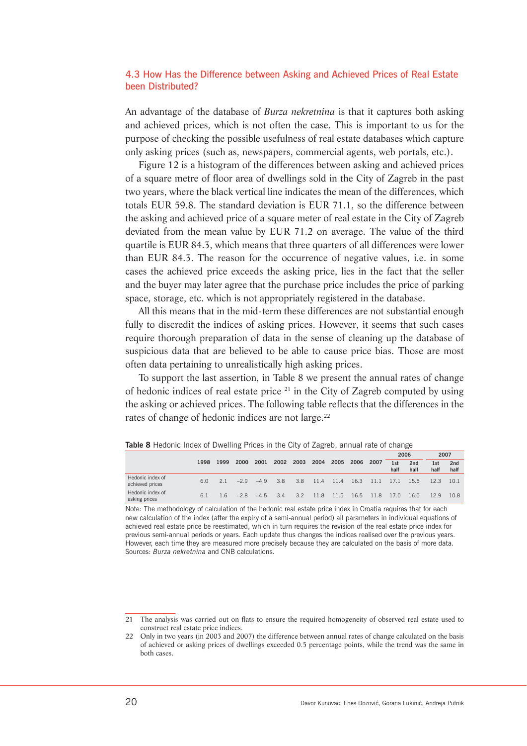## 4.3 How Has the Difference between Asking and Achieved Prices of Real Estate been Distributed?

An advantage of the database of *Burza nekretnina* is that it captures both asking and achieved prices, which is not often the case. This is important to us for the purpose of checking the possible usefulness of real estate databases which capture only asking prices (such as, newspapers, commercial agents, web portals, etc.).

Figure 12 is a histogram of the differences between asking and achieved prices of a square metre of floor area of dwellings sold in the City of Zagreb in the past two years, where the black vertical line indicates the mean of the differences, which totals EUR 59.8. The standard deviation is EUR 71.1, so the difference between the asking and achieved price of a square meter of real estate in the City of Zagreb deviated from the mean value by EUR 71.2 on average. The value of the third quartile is EUR 84.3, which means that three quarters of all differences were lower than EUR 84.3. The reason for the occurrence of negative values, i.e. in some cases the achieved price exceeds the asking price, lies in the fact that the seller and the buyer may later agree that the purchase price includes the price of parking space, storage, etc. which is not appropriately registered in the database.

All this means that in the mid-term these differences are not substantial enough fully to discredit the indices of asking prices. However, it seems that such cases require thorough preparation of data in the sense of cleaning up the database of suspicious data that are believed to be able to cause price bias. Those are most often data pertaining to unrealistically high asking prices.

To support the last assertion, in Table 8 we present the annual rates of change of hedonic indices of real estate price [21] in the City of Zagreb computed by using the asking or achieved prices. The following table reflects that the differences in the rates of change of hedonic indices are not large.[22]

**Table 8** Hedonic Index of Dwelling Prices in the City of Zagreb, annual rate of change

| | 1998 | 1999 | 2000 | 2001 | 2002 | 2003 | 2004 | 2005 | 2006 | 2007 | 2006 | | 2007 | |
|---|---|---|---|---|---|---|---|---|---|---|---|---|---|---|
| | | | | | | | | | | | 1st half | 2nd half | 1st half | 2nd half |
| Hedonic index of achieved prices | 6.0 | 2.1 | –2.9 | –4.9 | 3.8 | 3.8 | 11.4 | 11.4 | 16.3 | 11.1 | 17.1 | 15.5 | 12.3 | 10.1 |
| Hedonic index of asking prices | 6.1 | 1.6 | –2.8 | –4.5 | 3.4 | 3.2 | 11.8 | 11.5 | 16.5 | 11.8 | 17.0 | 16.0 | 12.9 | 10.8 |

Note: The methodology of calculation of the hedonic real estate price index in Croatia requires that for each new calculation of the index (after the expiry of a semi-annual period) all parameters in individual equations of achieved real estate price be reestimated, which in turn requires the revision of the real estate price index for previous semi-annual periods or years. Each update thus changes the indices realised over the previous years. However, each time they are measured more precisely because they are calculated on the basis of more data.
Sources: *Burza nekretnina* and CNB calculations.

---

21 The analysis was carried out on flats to ensure the required homogeneity of observed real estate used to construct real estate price indices.

22 Only in two years (in 2003 and 2007) the difference between annual rates of change calculated on the basis of achieved or asking prices of dwellings exceeded 0.5 percentage points, while the trend was the same in both cases.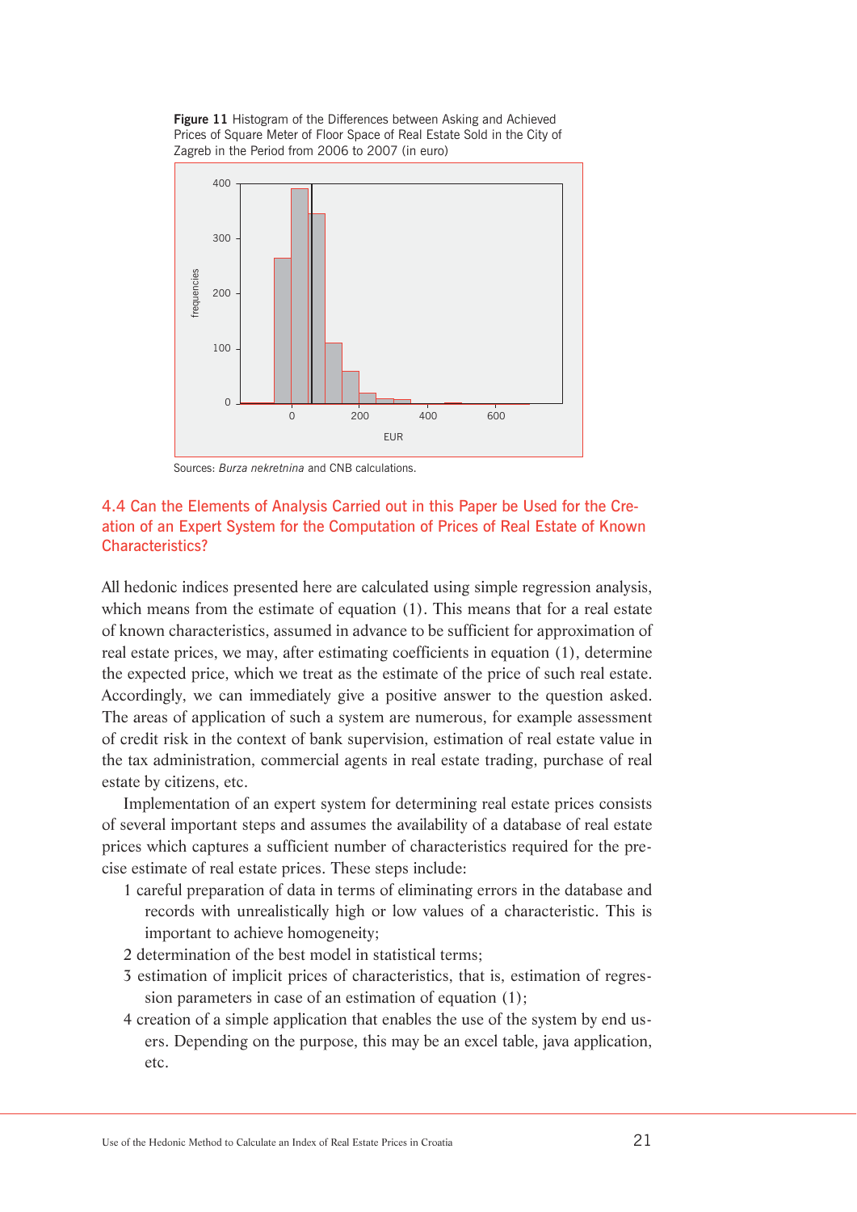**Figure 11** Histogram of the Differences between Asking and Achieved Prices of Square Meter of Floor Space of Real Estate Sold in the City of Zagreb in the Period from 2006 to 2007 (in euro)

Sources: *Burza nekretnina* and CNB calculations.

## 4.4 Can the Elements of Analysis Carried out in this Paper be Used for the Creation of an Expert System for the Computation of Prices of Real Estate of Known Characteristics?

All hedonic indices presented here are calculated using simple regression analysis, which means from the estimate of equation (1). This means that for a real estate of known characteristics, assumed in advance to be sufficient for approximation of real estate prices, we may, after estimating coefficients in equation (1), determine the expected price, which we treat as the estimate of the price of such real estate. Accordingly, we can immediately give a positive answer to the question asked. The areas of application of such a system are numerous, for example assessment of credit risk in the context of bank supervision, estimation of real estate value in the tax administration, commercial agents in real estate trading, purchase of real estate by citizens, etc.

Implementation of an expert system for determining real estate prices consists of several important steps and assumes the availability of a database of real estate prices which captures a sufficient number of characteristics required for the precise estimate of real estate prices. These steps include:

1. careful preparation of data in terms of eliminating errors in the database and records with unrealistically high or low values of a characteristic. This is important to achieve homogeneity;
2. determination of the best model in statistical terms;
3. estimation of implicit prices of characteristics, that is, estimation of regression parameters in case of an estimation of equation (1);
4. creation of a simple application that enables the use of the system by end users. Depending on the purpose, this may be an excel table, java application, etc.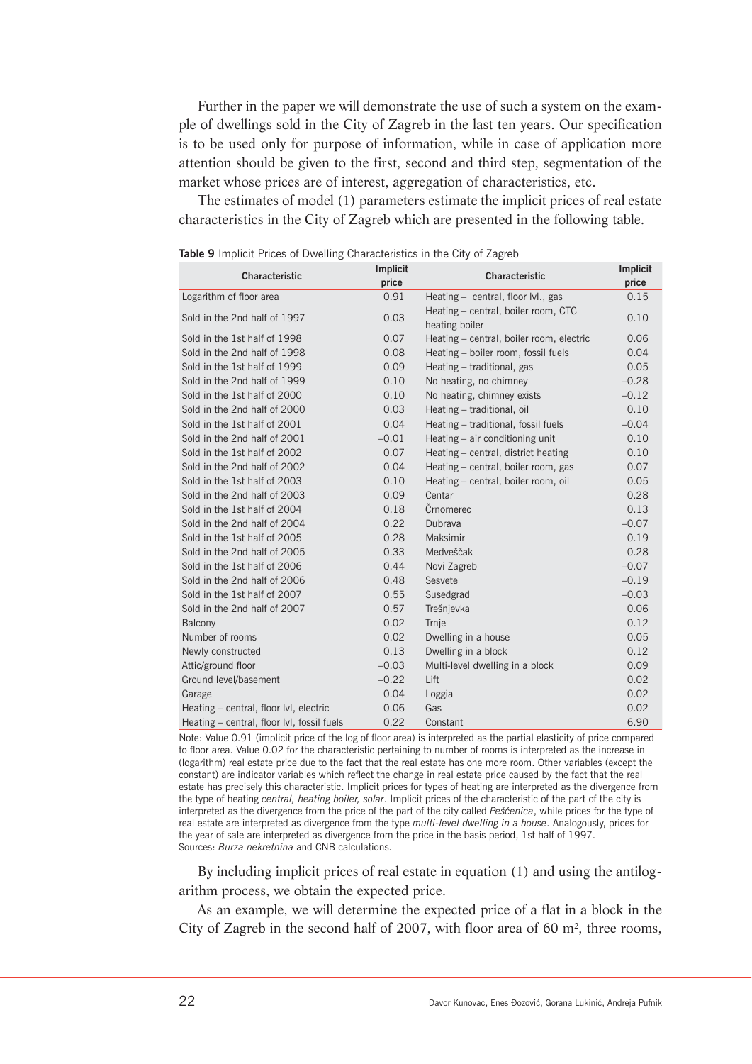Further in the paper we will demonstrate the use of such a system on the example of dwellings sold in the City of Zagreb in the last ten years. Our specification is to be used only for purpose of information, while in case of application more attention should be given to the first, second and third step, segmentation of the market whose prices are of interest, aggregation of characteristics, etc.

The estimates of model (1) parameters estimate the implicit prices of real estate characteristics in the City of Zagreb which are presented in the following table.

**Table 9** Implicit Prices of Dwelling Characteristics in the City of Zagreb

| Characteristic | Implicit price | Characteristic | Implicit price |
|---|---|---|---|
| Logarithm of floor area | 0.91 | Heating – central, floor lvl., gas | 0.15 |
| Sold in the 2nd half of 1997 | 0.03 | Heating – central, boiler room, CTC heating boiler | 0.10 |
| Sold in the 1st half of 1998 | 0.07 | Heating – central, boiler room, electric | 0.06 |
| Sold in the 2nd half of 1998 | 0.08 | Heating – boiler room, fossil fuels | 0.04 |
| Sold in the 1st half of 1999 | 0.09 | Heating – traditional, gas | 0.05 |
| Sold in the 2nd half of 1999 | 0.10 | No heating, no chimney | –0.28 |
| Sold in the 1st half of 2000 | 0.10 | No heating, chimney exists | –0.12 |
| Sold in the 2nd half of 2000 | 0.03 | Heating – traditional, oil | 0.10 |
| Sold in the 1st half of 2001 | 0.04 | Heating – traditional, fossil fuels | –0.04 |
| Sold in the 2nd half of 2001 | –0.01 | Heating – air conditioning unit | 0.10 |
| Sold in the 1st half of 2002 | 0.07 | Heating – central, district heating | 0.10 |
| Sold in the 2nd half of 2002 | 0.04 | Heating – central, boiler room, gas | 0.07 |
| Sold in the 1st half of 2003 | 0.10 | Heating – central, boiler room, oil | 0.05 |
| Sold in the 2nd half of 2003 | 0.09 | Centar | 0.28 |
| Sold in the 1st half of 2004 | 0.18 | Črnomerec | 0.13 |
| Sold in the 2nd half of 2004 | 0.22 | Dubrava | –0.07 |
| Sold in the 1st half of 2005 | 0.28 | Maksimir | 0.19 |
| Sold in the 2nd half of 2005 | 0.33 | Medveščak | 0.28 |
| Sold in the 1st half of 2006 | 0.44 | Novi Zagreb | –0.07 |
| Sold in the 2nd half of 2006 | 0.48 | Sesvete | –0.19 |
| Sold in the 1st half of 2007 | 0.55 | Susedgrad | –0.03 |
| Sold in the 2nd half of 2007 | 0.57 | Trešnjevka | 0.06 |
| Balcony | 0.02 | Trnje | 0.12 |
| Number of rooms | 0.02 | Dwelling in a house | 0.05 |
| Newly constructed | 0.13 | Dwelling in a block | 0.12 |
| Attic/ground floor | –0.03 | Multi-level dwelling in a block | 0.09 |
| Ground level/basement | –0.22 | Lift | 0.02 |
| Garage | 0.04 | Loggia | 0.02 |
| Heating – central, floor lvl, electric | 0.06 | Gas | 0.02 |
| Heating – central, floor lvl, fossil fuels | 0.22 | Constant | 6.90 |

Note: Value 0.91 (implicit price of the log of floor area) is interpreted as the partial elasticity of price compared to floor area. Value 0.02 for the characteristic pertaining to number of rooms is interpreted as the increase in (logarithm) real estate price due to the fact that the real estate has one more room. Other variables (except the constant) are indicator variables which reflect the change in real estate price caused by the fact that the real estate has precisely this characteristic. Implicit prices for types of heating are interpreted as the divergence from the type of heating *central, heating boiler, solar*. Implicit prices of the characteristic of the part of the city is interpreted as the divergence from the price of the part of the city called *Peščenica*, while prices for the type of real estate are interpreted as divergence from the type *multi-level dwelling in a house*. Analogously, prices for the year of sale are interpreted as divergence from the price in the basis period, 1st half of 1997.
Sources: *Burza nekretnina* and CNB calculations.

By including implicit prices of real estate in equation (1) and using the antilogarithm process, we obtain the expected price.

As an example, we will determine the expected price of a flat in a block in the City of Zagreb in the second half of 2007, with floor area of 60 m², three rooms,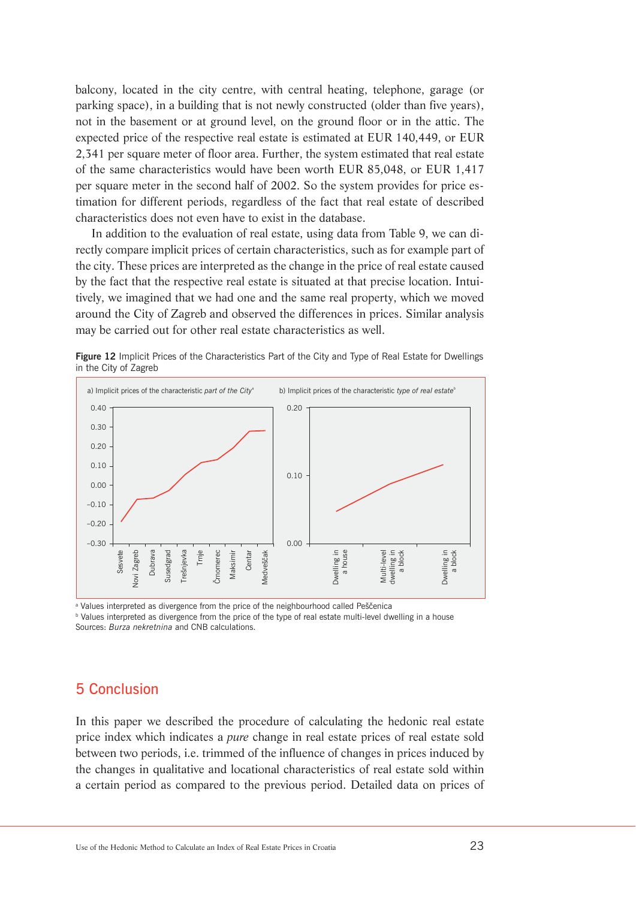balcony, located in the city centre, with central heating, telephone, garage (or parking space), in a building that is not newly constructed (older than five years), not in the basement or at ground level, on the ground floor or in the attic. The expected price of the respective real estate is estimated at EUR 140,449, or EUR 2,341 per square meter of floor area. Further, the system estimated that real estate of the same characteristics would have been worth EUR 85,048, or EUR 1,417 per square meter in the second half of 2002. So the system provides for price estimation for different periods, regardless of the fact that real estate of described characteristics does not even have to exist in the database.

In addition to the evaluation of real estate, using data from Table 9, we can directly compare implicit prices of certain characteristics, such as for example part of the city. These prices are interpreted as the change in the price of real estate caused by the fact that the respective real estate is situated at that precise location. Intuitively, we imagined that we had one and the same real property, which we moved around the City of Zagreb and observed the differences in prices. Similar analysis may be carried out for other real estate characteristics as well.

**Figure 12** Implicit Prices of the Characteristics Part of the City and Type of Real Estate for Dwellings in the City of Zagreb

a) Implicit prices of the characteristic *part of the City*[a]

b) Implicit prices of the characteristic *type of real estate*[b]

[a] Values interpreted as divergence from the price of the neighbourhood called Peščenica
[b] Values interpreted as divergence from the price of the type of real estate multi-level dwelling in a house
Sources: *Burza nekretnina* and CNB calculations.

## 5 Conclusion

In this paper we described the procedure of calculating the hedonic real estate price index which indicates a *pure* change in real estate prices of real estate sold between two periods, i.e. trimmed of the influence of changes in prices induced by the changes in qualitative and locational characteristics of real estate sold within a certain period as compared to the previous period. Detailed data on prices of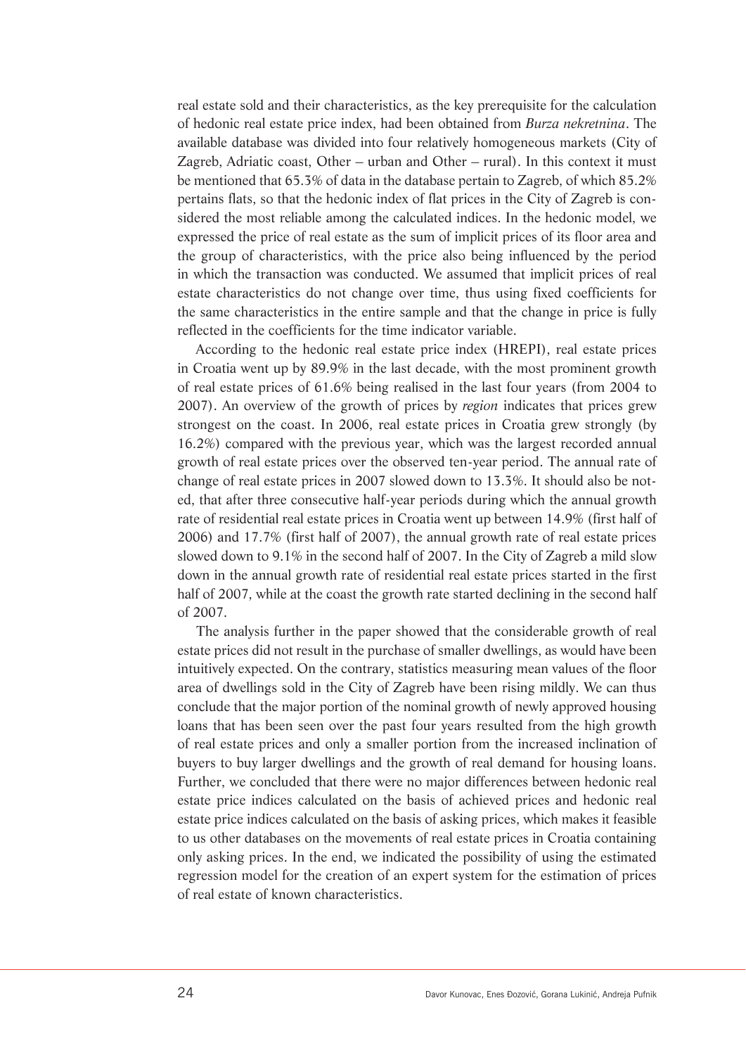real estate sold and their characteristics, as the key prerequisite for the calculation of hedonic real estate price index, had been obtained from *Burza nekretnina*. The available database was divided into four relatively homogeneous markets (City of Zagreb, Adriatic coast, Other – urban and Other – rural). In this context it must be mentioned that 65.3% of data in the database pertain to Zagreb, of which 85.2% pertains flats, so that the hedonic index of flat prices in the City of Zagreb is considered the most reliable among the calculated indices. In the hedonic model, we expressed the price of real estate as the sum of implicit prices of its floor area and the group of characteristics, with the price also being influenced by the period in which the transaction was conducted. We assumed that implicit prices of real estate characteristics do not change over time, thus using fixed coefficients for the same characteristics in the entire sample and that the change in price is fully reflected in the coefficients for the time indicator variable.

According to the hedonic real estate price index (HREPI), real estate prices in Croatia went up by 89.9% in the last decade, with the most prominent growth of real estate prices of 61.6% being realised in the last four years (from 2004 to 2007). An overview of the growth of prices by *region* indicates that prices grew strongest on the coast. In 2006, real estate prices in Croatia grew strongly (by 16.2%) compared with the previous year, which was the largest recorded annual growth of real estate prices over the observed ten-year period. The annual rate of change of real estate prices in 2007 slowed down to 13.3%. It should also be noted, that after three consecutive half-year periods during which the annual growth rate of residential real estate prices in Croatia went up between 14.9% (first half of 2006) and 17.7% (first half of 2007), the annual growth rate of real estate prices slowed down to 9.1% in the second half of 2007. In the City of Zagreb a mild slow down in the annual growth rate of residential real estate prices started in the first half of 2007, while at the coast the growth rate started declining in the second half of 2007.

The analysis further in the paper showed that the considerable growth of real estate prices did not result in the purchase of smaller dwellings, as would have been intuitively expected. On the contrary, statistics measuring mean values of the floor area of dwellings sold in the City of Zagreb have been rising mildly. We can thus conclude that the major portion of the nominal growth of newly approved housing loans that has been seen over the past four years resulted from the high growth of real estate prices and only a smaller portion from the increased inclination of buyers to buy larger dwellings and the growth of real demand for housing loans. Further, we concluded that there were no major differences between hedonic real estate price indices calculated on the basis of achieved prices and hedonic real estate price indices calculated on the basis of asking prices, which makes it feasible to us other databases on the movements of real estate prices in Croatia containing only asking prices. In the end, we indicated the possibility of using the estimated regression model for the creation of an expert system for the estimation of prices of real estate of known characteristics.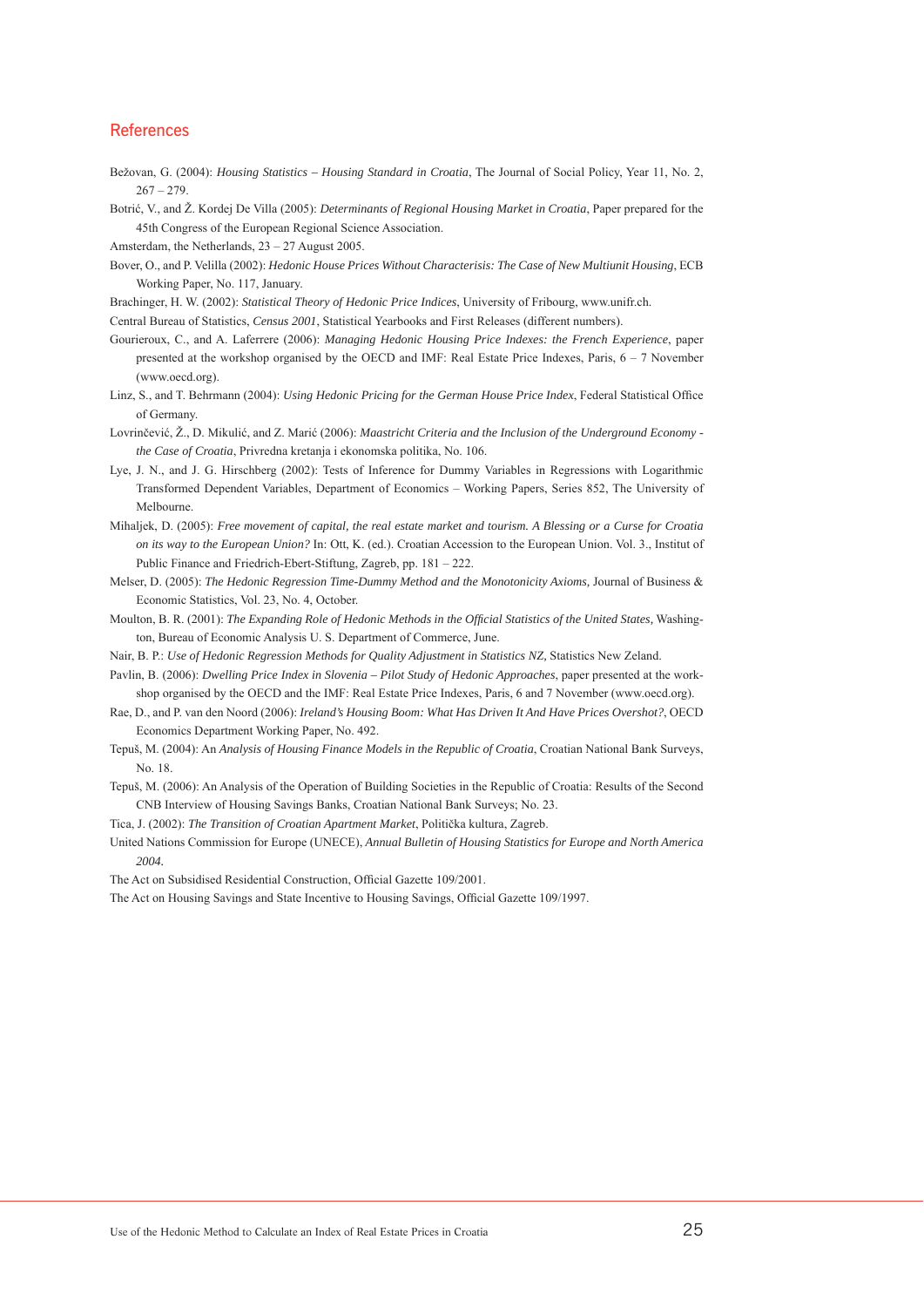## References

Bežovan, G. (2004): *Housing Statistics – Housing Standard in Croatia*, The Journal of Social Policy, Year 11, No. 2, 267 – 279.

Botrić, V., and Ž. Kordej De Villa (2005): *Determinants of Regional Housing Market in Croatia*, Paper prepared for the 45th Congress of the European Regional Science Association.

Amsterdam, the Netherlands, 23 – 27 August 2005.

Bover, O., and P. Velilla (2002): *Hedonic House Prices Without Characterisis: The Case of New Multiunit Housing*, ECB Working Paper, No. 117, January.

Brachinger, H. W. (2002): *Statistical Theory of Hedonic Price Indices*, University of Fribourg, www.unifr.ch.

Central Bureau of Statistics, *Census 2001*, Statistical Yearbooks and First Releases (different numbers).

Gourieroux, C., and A. Laferrere (2006): *Managing Hedonic Housing Price Indexes: the French Experience*, paper presented at the workshop organised by the OECD and IMF: Real Estate Price Indexes, Paris, 6 – 7 November (www.oecd.org).

Linz, S., and T. Behrmann (2004): *Using Hedonic Pricing for the German House Price Index*, Federal Statistical Office of Germany.

Lovrinčević, Ž., D. Mikulić, and Z. Marić (2006): *Maastricht Criteria and the Inclusion of the Underground Economy - the Case of Croatia*, Privredna kretanja i ekonomska politika, No. 106.

Lye, J. N., and J. G. Hirschberg (2002): Tests of Inference for Dummy Variables in Regressions with Logarithmic Transformed Dependent Variables, Department of Economics – Working Papers, Series 852, The University of Melbourne.

Mihaljek, D. (2005): *Free movement of capital, the real estate market and tourism. A Blessing or a Curse for Croatia on its way to the European Union?* In: Ott, K. (ed.). Croatian Accession to the European Union. Vol. 3., Institut of Public Finance and Friedrich-Ebert-Stiftung, Zagreb, pp. 181 – 222.

Melser, D. (2005): *The Hedonic Regression Time-Dummy Method and the Monotonicity Axioms,* Journal of Business & Economic Statistics, Vol. 23, No. 4, October.

Moulton, B. R. (2001): *The Expanding Role of Hedonic Methods in the Official Statistics of the United States*, Washington, Bureau of Economic Analysis U. S. Department of Commerce, June.

Nair, B. P.: *Use of Hedonic Regression Methods for Quality Adjustment in Statistics NZ,* Statistics New Zeland.

Pavlin, B. (2006): *Dwelling Price Index in Slovenia – Pilot Study of Hedonic Approaches*, paper presented at the workshop organised by the OECD and the IMF: Real Estate Price Indexes, Paris, 6 and 7 November (www.oecd.org).

Rae, D., and P. van den Noord (2006): *Ireland's Housing Boom: What Has Driven It And Have Prices Overshot?*, OECD Economics Department Working Paper, No. 492.

Tepuš, M. (2004): An *Analysis of Housing Finance Models in the Republic of Croatia*, Croatian National Bank Surveys, No. 18.

Tepuš, M. (2006): An Analysis of the Operation of Building Societies in the Republic of Croatia: Results of the Second CNB Interview of Housing Savings Banks, Croatian National Bank Surveys; No. 23.

Tica, J. (2002): *The Transition of Croatian Apartment Market*, Politička kultura, Zagreb.

United Nations Commission for Europe (UNECE), *Annual Bulletin of Housing Statistics for Europe and North America 2004.*

The Act on Subsidised Residential Construction, Official Gazette 109/2001.

The Act on Housing Savings and State Incentive to Housing Savings, Official Gazette 109/1997.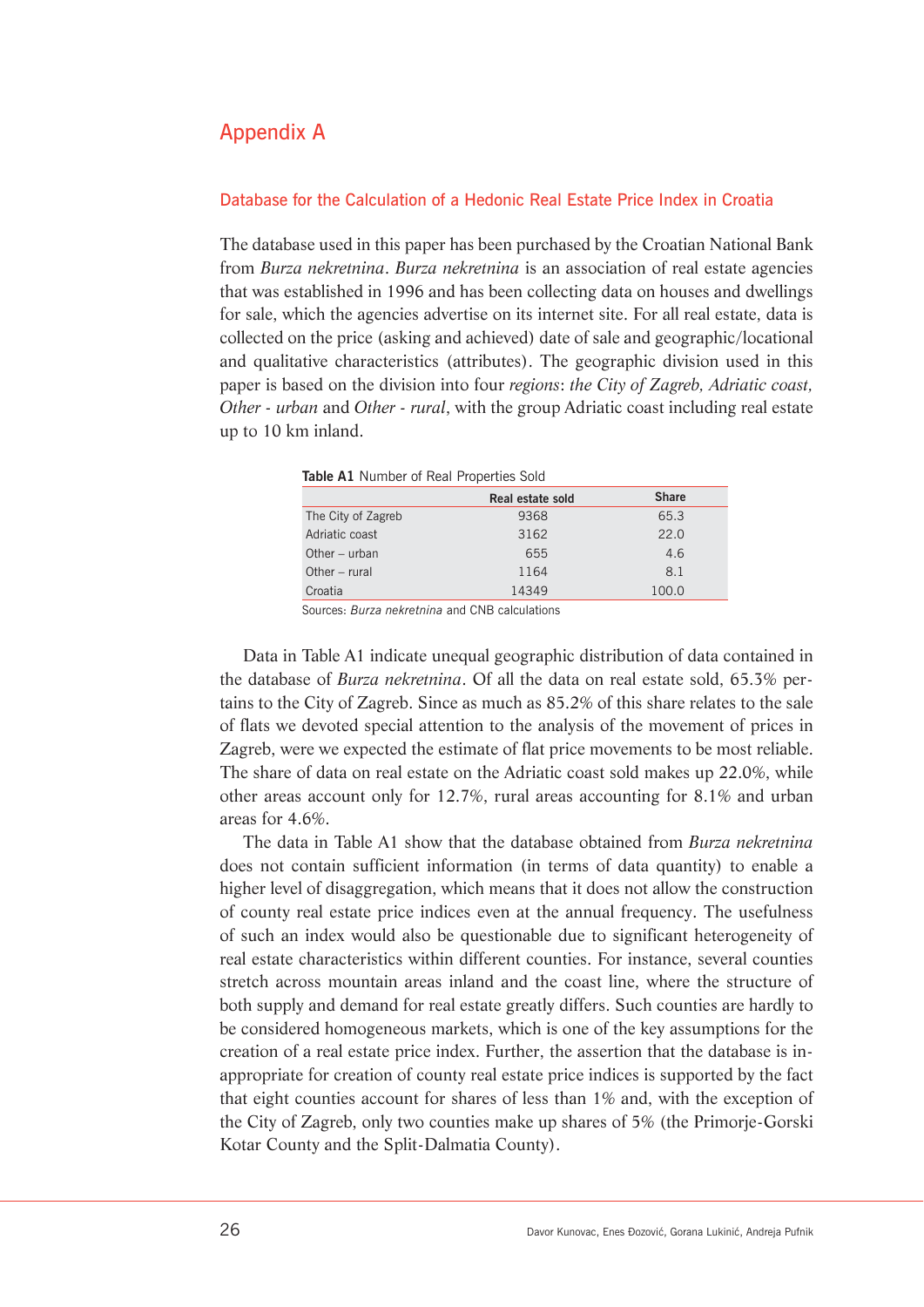# Appendix A

## Database for the Calculation of a Hedonic Real Estate Price Index in Croatia

The database used in this paper has been purchased by the Croatian National Bank from *Burza nekretnina*. *Burza nekretnina* is an association of real estate agencies that was established in 1996 and has been collecting data on houses and dwellings for sale, which the agencies advertise on its internet site. For all real estate, data is collected on the price (asking and achieved) date of sale and geographic/locational and qualitative characteristics (attributes). The geographic division used in this paper is based on the division into four *regions*: *the City of Zagreb, Adriatic coast, Other - urban* and *Other - rural*, with the group Adriatic coast including real estate up to 10 km inland.

**Table A1** Number of Real Properties Sold

| | Real estate sold | Share |
|---|---|---|
| The City of Zagreb | 9368 | 65.3 |
| Adriatic coast | 3162 | 22.0 |
| Other – urban | 655 | 4.6 |
| Other – rural | 1164 | 8.1 |
| Croatia | 14349 | 100.0 |

Sources: *Burza nekretnina* and CNB calculations

Data in Table A1 indicate unequal geographic distribution of data contained in the database of *Burza nekretnina*. Of all the data on real estate sold, 65.3% pertains to the City of Zagreb. Since as much as 85.2% of this share relates to the sale of flats we devoted special attention to the analysis of the movement of prices in Zagreb, were we expected the estimate of flat price movements to be most reliable. The share of data on real estate on the Adriatic coast sold makes up 22.0%, while other areas account only for 12.7%, rural areas accounting for 8.1% and urban areas for 4.6%.

The data in Table A1 show that the database obtained from *Burza nekretnina* does not contain sufficient information (in terms of data quantity) to enable a higher level of disaggregation, which means that it does not allow the construction of county real estate price indices even at the annual frequency. The usefulness of such an index would also be questionable due to significant heterogeneity of real estate characteristics within different counties. For instance, several counties stretch across mountain areas inland and the coast line, where the structure of both supply and demand for real estate greatly differs. Such counties are hardly to be considered homogeneous markets, which is one of the key assumptions for the creation of a real estate price index. Further, the assertion that the database is inappropriate for creation of county real estate price indices is supported by the fact that eight counties account for shares of less than 1% and, with the exception of the City of Zagreb, only two counties make up shares of 5% (the Primorje-Gorski Kotar County and the Split-Dalmatia County).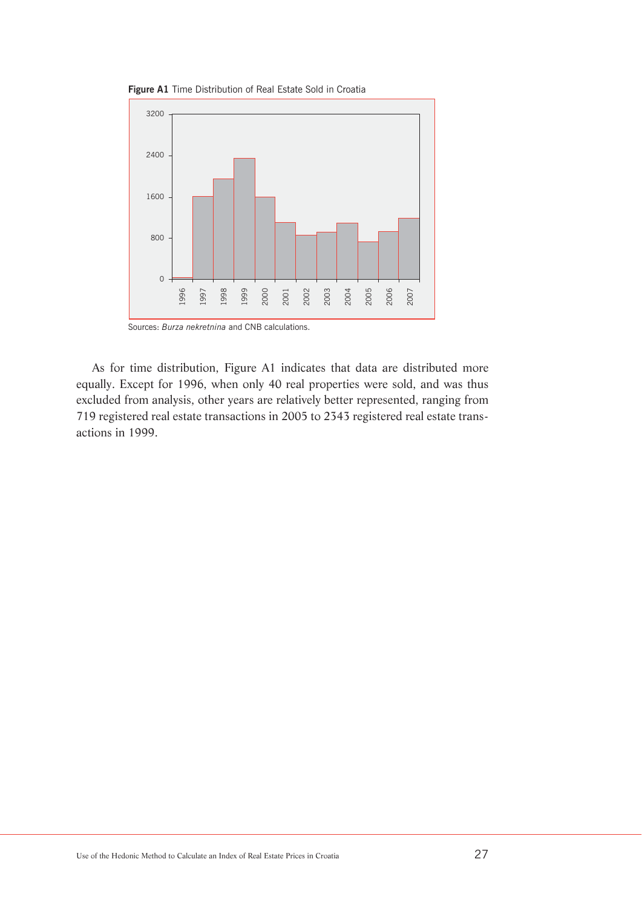**Figure A1** Time Distribution of Real Estate Sold in Croatia

Sources: *Burza nekretnina* and CNB calculations.

As for time distribution, Figure A1 indicates that data are distributed more equally. Except for 1996, when only 40 real properties were sold, and was thus excluded from analysis, other years are relatively better represented, ranging from 719 registered real estate transactions in 2005 to 2343 registered real estate transactions in 1999.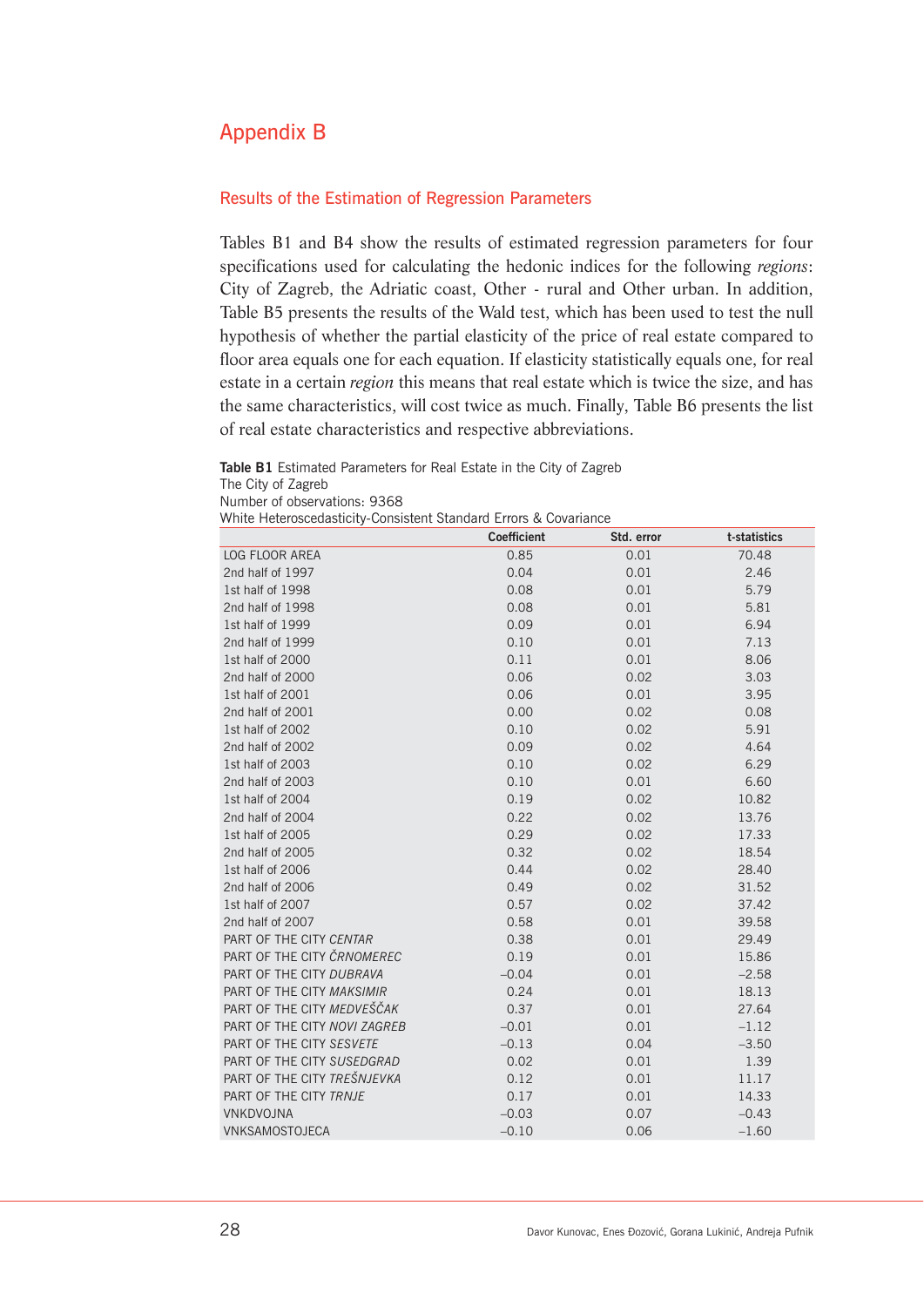# Appendix B

## Results of the Estimation of Regression Parameters

Tables B1 and B4 show the results of estimated regression parameters for four specifications used for calculating the hedonic indices for the following *regions*: City of Zagreb, the Adriatic coast, Other - rural and Other urban. In addition, Table B5 presents the results of the Wald test, which has been used to test the null hypothesis of whether the partial elasticity of the price of real estate compared to floor area equals one for each equation. If elasticity statistically equals one, for real estate in a certain *region* this means that real estate which is twice the size, and has the same characteristics, will cost twice as much. Finally, Table B6 presents the list of real estate characteristics and respective abbreviations.

**Table B1** Estimated Parameters for Real Estate in the City of Zagreb
The City of Zagreb
Number of observations: 9368
White Heteroscedasticity-Consistent Standard Errors & Covariance

| | Coefficient | Std. error | t-statistics |
|---|---|---|---|
| LOG FLOOR AREA | 0.85 | 0.01 | 70.48 |
| 2nd half of 1997 | 0.04 | 0.01 | 2.46 |
| 1st half of 1998 | 0.08 | 0.01 | 5.79 |
| 2nd half of 1998 | 0.08 | 0.01 | 5.81 |
| 1st half of 1999 | 0.09 | 0.01 | 6.94 |
| 2nd half of 1999 | 0.10 | 0.01 | 7.13 |
| 1st half of 2000 | 0.11 | 0.01 | 8.06 |
| 2nd half of 2000 | 0.06 | 0.02 | 3.03 |
| 1st half of 2001 | 0.06 | 0.01 | 3.95 |
| 2nd half of 2001 | 0.00 | 0.02 | 0.08 |
| 1st half of 2002 | 0.10 | 0.02 | 5.91 |
| 2nd half of 2002 | 0.09 | 0.02 | 4.64 |
| 1st half of 2003 | 0.10 | 0.02 | 6.29 |
| 2nd half of 2003 | 0.10 | 0.01 | 6.60 |
| 1st half of 2004 | 0.19 | 0.02 | 10.82 |
| 2nd half of 2004 | 0.22 | 0.02 | 13.76 |
| 1st half of 2005 | 0.29 | 0.02 | 17.33 |
| 2nd half of 2005 | 0.32 | 0.02 | 18.54 |
| 1st half of 2006 | 0.44 | 0.02 | 28.40 |
| 2nd half of 2006 | 0.49 | 0.02 | 31.52 |
| 1st half of 2007 | 0.57 | 0.02 | 37.42 |
| 2nd half of 2007 | 0.58 | 0.01 | 39.58 |
| PART OF THE CITY *CENTAR* | 0.38 | 0.01 | 29.49 |
| PART OF THE CITY *ČRNOMEREC* | 0.19 | 0.01 | 15.86 |
| PART OF THE CITY *DUBRAVA* | −0.04 | 0.01 | −2.58 |
| PART OF THE CITY *MAKSIMIR* | 0.24 | 0.01 | 18.13 |
| PART OF THE CITY *MEDVEŠČAK* | 0.37 | 0.01 | 27.64 |
| PART OF THE CITY *NOVI ZAGREB* | −0.01 | 0.01 | −1.12 |
| PART OF THE CITY *SESVETE* | −0.13 | 0.04 | −3.50 |
| PART OF THE CITY *SUSEDGRAD* | 0.02 | 0.01 | 1.39 |
| PART OF THE CITY *TREŠNJEVKA* | 0.12 | 0.01 | 11.17 |
| PART OF THE CITY *TRNJE* | 0.17 | 0.01 | 14.33 |
| VNKDVOJNA | −0.03 | 0.07 | −0.43 |
| VNKSAMOSTOJECA | −0.10 | 0.06 | −1.60 |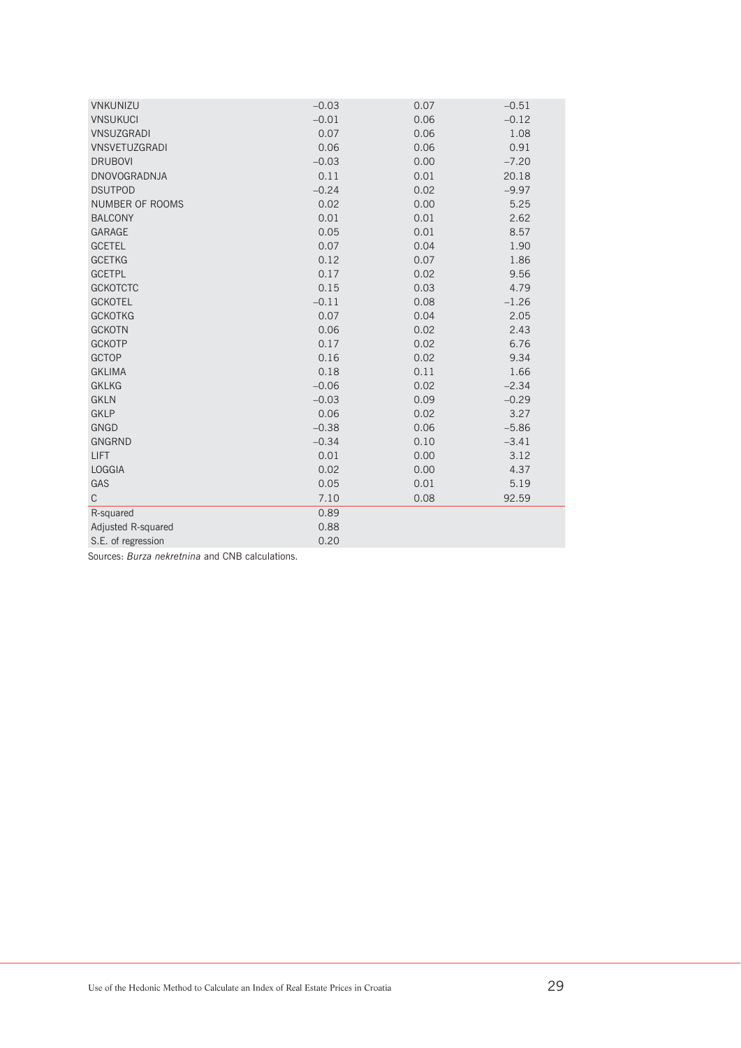| | | | |
|---|---|---|---|
| VNKUNIZU | −0.03 | 0.07 | −0.51 |
| VNSUKUCI | −0.01 | 0.06 | −0.12 |
| VNSUZGRADI | 0.07 | 0.06 | 1.08 |
| VNSVETUZGRADI | 0.06 | 0.06 | 0.91 |
| DRUBOVI | −0.03 | 0.00 | −7.20 |
| DNOVOGRADNJA | 0.11 | 0.01 | 20.18 |
| DSUTPOD | −0.24 | 0.02 | −9.97 |
| NUMBER OF ROOMS | 0.02 | 0.00 | 5.25 |
| BALCONY | 0.01 | 0.01 | 2.62 |
| GARAGE | 0.05 | 0.01 | 8.57 |
| GCETEL | 0.07 | 0.04 | 1.90 |
| GCETKG | 0.12 | 0.07 | 1.86 |
| GCETPL | 0.17 | 0.02 | 9.56 |
| GCKOTCTC | 0.15 | 0.03 | 4.79 |
| GCKOTEL | −0.11 | 0.08 | −1.26 |
| GCKOTKG | 0.07 | 0.04 | 2.05 |
| GCKOTN | 0.06 | 0.02 | 2.43 |
| GCKOTP | 0.17 | 0.02 | 6.76 |
| GCTOP | 0.16 | 0.02 | 9.34 |
| GKLIMA | 0.18 | 0.11 | 1.66 |
| GKLKG | −0.06 | 0.02 | −2.34 |
| GKLN | −0.03 | 0.09 | −0.29 |
| GKLP | 0.06 | 0.02 | 3.27 |
| GNGD | −0.38 | 0.06 | −5.86 |
| GNGRND | −0.34 | 0.10 | −3.41 |
| LIFT | 0.01 | 0.00 | 3.12 |
| LOGGIA | 0.02 | 0.00 | 4.37 |
| GAS | 0.05 | 0.01 | 5.19 |
| C | 7.10 | 0.08 | 92.59 |
| R-squared | 0.89 | | |
| Adjusted R-squared | 0.88 | | |
| S.E. of regression | 0.20 | | |

Sources: *Burza nekretnina* and CNB calculations.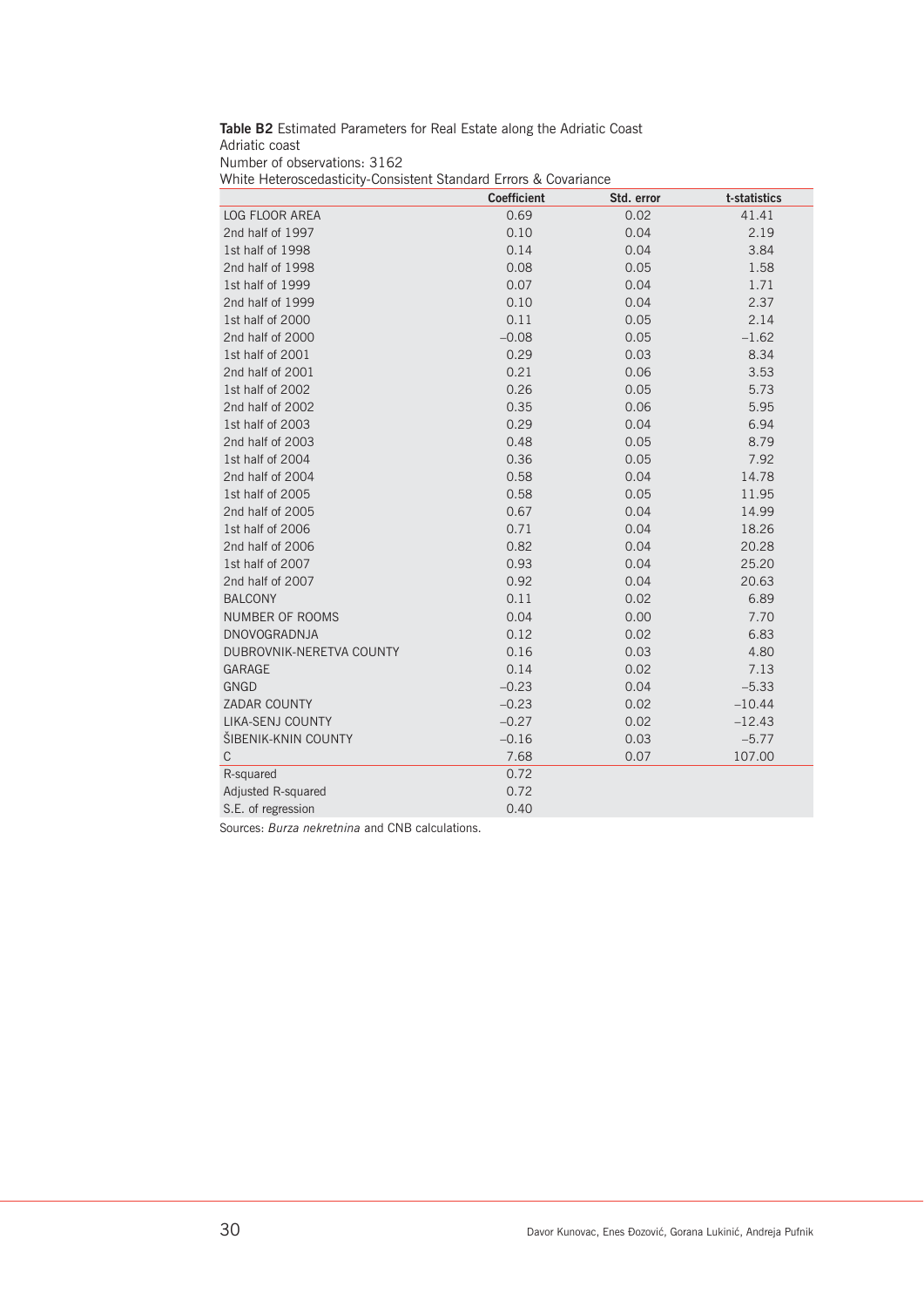**Table B2** Estimated Parameters for Real Estate along the Adriatic Coast
Adriatic coast
Number of observations: 3162
White Heteroscedasticity-Consistent Standard Errors & Covariance

| | Coefficient | Std. error | t-statistics |
|---|---|---|---|
| LOG FLOOR AREA | 0.69 | 0.02 | 41.41 |
| 2nd half of 1997 | 0.10 | 0.04 | 2.19 |
| 1st half of 1998 | 0.14 | 0.04 | 3.84 |
| 2nd half of 1998 | 0.08 | 0.05 | 1.58 |
| 1st half of 1999 | 0.07 | 0.04 | 1.71 |
| 2nd half of 1999 | 0.10 | 0.04 | 2.37 |
| 1st half of 2000 | 0.11 | 0.05 | 2.14 |
| 2nd half of 2000 | −0.08 | 0.05 | −1.62 |
| 1st half of 2001 | 0.29 | 0.03 | 8.34 |
| 2nd half of 2001 | 0.21 | 0.06 | 3.53 |
| 1st half of 2002 | 0.26 | 0.05 | 5.73 |
| 2nd half of 2002 | 0.35 | 0.06 | 5.95 |
| 1st half of 2003 | 0.29 | 0.04 | 6.94 |
| 2nd half of 2003 | 0.48 | 0.05 | 8.79 |
| 1st half of 2004 | 0.36 | 0.05 | 7.92 |
| 2nd half of 2004 | 0.58 | 0.04 | 14.78 |
| 1st half of 2005 | 0.58 | 0.05 | 11.95 |
| 2nd half of 2005 | 0.67 | 0.04 | 14.99 |
| 1st half of 2006 | 0.71 | 0.04 | 18.26 |
| 2nd half of 2006 | 0.82 | 0.04 | 20.28 |
| 1st half of 2007 | 0.93 | 0.04 | 25.20 |
| 2nd half of 2007 | 0.92 | 0.04 | 20.63 |
| BALCONY | 0.11 | 0.02 | 6.89 |
| NUMBER OF ROOMS | 0.04 | 0.00 | 7.70 |
| DNOVOGRADNJA | 0.12 | 0.02 | 6.83 |
| DUBROVNIK-NERETVA COUNTY | 0.16 | 0.03 | 4.80 |
| GARAGE | 0.14 | 0.02 | 7.13 |
| GNGD | −0.23 | 0.04 | −5.33 |
| ZADAR COUNTY | −0.23 | 0.02 | −10.44 |
| LIKA-SENJ COUNTY | −0.27 | 0.02 | −12.43 |
| ŠIBENIK-KNIN COUNTY | −0.16 | 0.03 | −5.77 |
| C | 7.68 | 0.07 | 107.00 |
| R-squared | 0.72 | | |
| Adjusted R-squared | 0.72 | | |
| S.E. of regression | 0.40 | | |

Sources: *Burza nekretnina* and CNB calculations.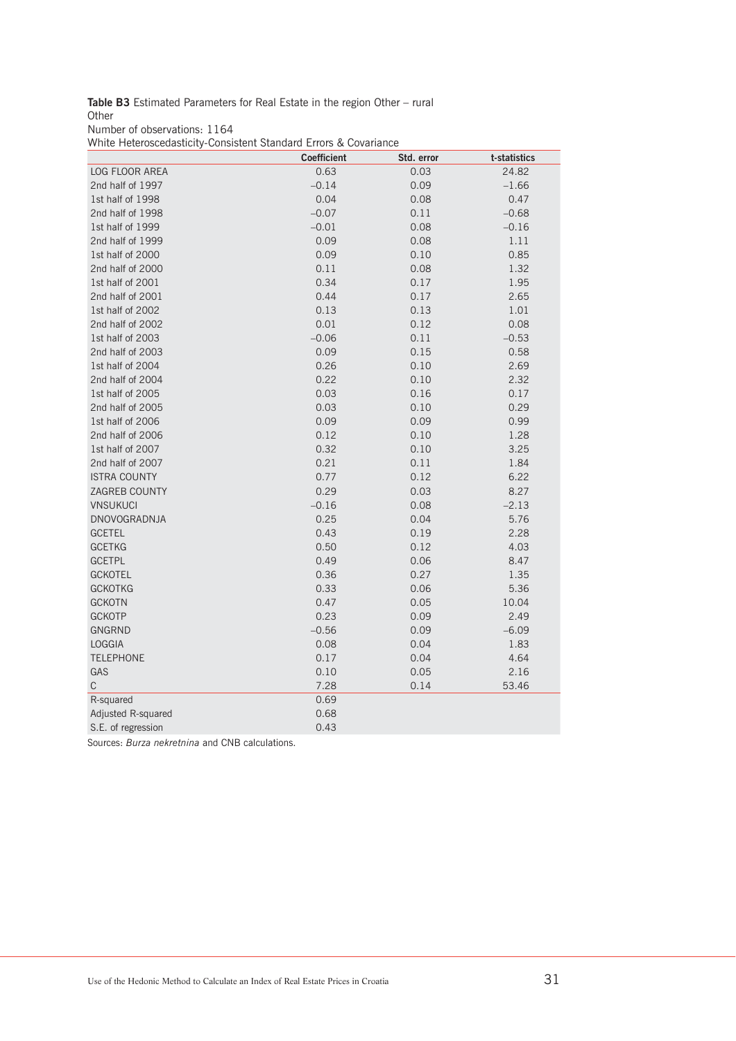**Table B3** Estimated Parameters for Real Estate in the region Other – rural

Other

Number of observations: 1164

White Heteroscedasticity-Consistent Standard Errors & Covariance

| | Coefficient | Std. error | t-statistics |
|---|---|---|---|
| LOG FLOOR AREA | 0.63 | 0.03 | 24.82 |
| 2nd half of 1997 | –0.14 | 0.09 | –1.66 |
| 1st half of 1998 | 0.04 | 0.08 | 0.47 |
| 2nd half of 1998 | –0.07 | 0.11 | –0.68 |
| 1st half of 1999 | –0.01 | 0.08 | –0.16 |
| 2nd half of 1999 | 0.09 | 0.08 | 1.11 |
| 1st half of 2000 | 0.09 | 0.10 | 0.85 |
| 2nd half of 2000 | 0.11 | 0.08 | 1.32 |
| 1st half of 2001 | 0.34 | 0.17 | 1.95 |
| 2nd half of 2001 | 0.44 | 0.17 | 2.65 |
| 1st half of 2002 | 0.13 | 0.13 | 1.01 |
| 2nd half of 2002 | 0.01 | 0.12 | 0.08 |
| 1st half of 2003 | –0.06 | 0.11 | –0.53 |
| 2nd half of 2003 | 0.09 | 0.15 | 0.58 |
| 1st half of 2004 | 0.26 | 0.10 | 2.69 |
| 2nd half of 2004 | 0.22 | 0.10 | 2.32 |
| 1st half of 2005 | 0.03 | 0.16 | 0.17 |
| 2nd half of 2005 | 0.03 | 0.10 | 0.29 |
| 1st half of 2006 | 0.09 | 0.09 | 0.99 |
| 2nd half of 2006 | 0.12 | 0.10 | 1.28 |
| 1st half of 2007 | 0.32 | 0.10 | 3.25 |
| 2nd half of 2007 | 0.21 | 0.11 | 1.84 |
| ISTRA COUNTY | 0.77 | 0.12 | 6.22 |
| ZAGREB COUNTY | 0.29 | 0.03 | 8.27 |
| VNSUKUCI | –0.16 | 0.08 | –2.13 |
| DNOVOGRADNJA | 0.25 | 0.04 | 5.76 |
| GCETEL | 0.43 | 0.19 | 2.28 |
| GCETKG | 0.50 | 0.12 | 4.03 |
| GCETPL | 0.49 | 0.06 | 8.47 |
| GCKOTEL | 0.36 | 0.27 | 1.35 |
| GCKOTKG | 0.33 | 0.06 | 5.36 |
| GCKOTN | 0.47 | 0.05 | 10.04 |
| GCKOTP | 0.23 | 0.09 | 2.49 |
| GNGRND | –0.56 | 0.09 | –6.09 |
| LOGGIA | 0.08 | 0.04 | 1.83 |
| TELEPHONE | 0.17 | 0.04 | 4.64 |
| GAS | 0.10 | 0.05 | 2.16 |
| C | 7.28 | 0.14 | 53.46 |
| R-squared | 0.69 | | |
| Adjusted R-squared | 0.68 | | |
| S.E. of regression | 0.43 | | |

Sources: *Burza nekretnina* and CNB calculations.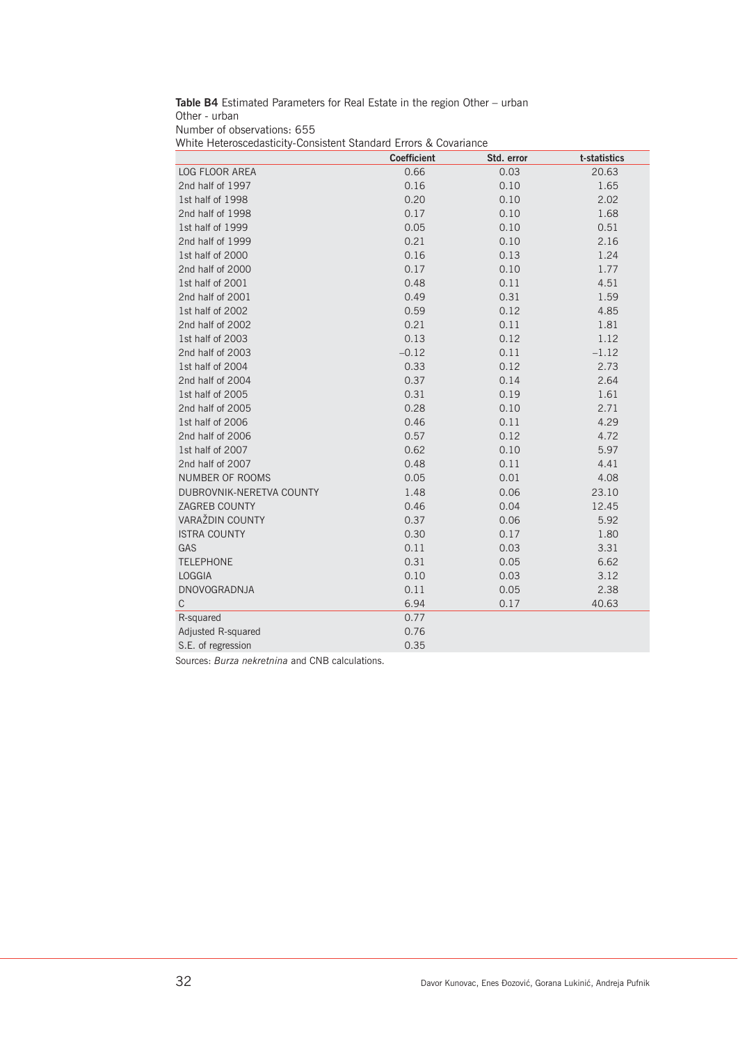**Table B4** Estimated Parameters for Real Estate in the region Other – urban

Other - urban

Number of observations: 655

White Heteroscedasticity-Consistent Standard Errors & Covariance

| | Coefficient | Std. error | t-statistics |
|---|---|---|---|
| LOG FLOOR AREA | 0.66 | 0.03 | 20.63 |
| 2nd half of 1997 | 0.16 | 0.10 | 1.65 |
| 1st half of 1998 | 0.20 | 0.10 | 2.02 |
| 2nd half of 1998 | 0.17 | 0.10 | 1.68 |
| 1st half of 1999 | 0.05 | 0.10 | 0.51 |
| 2nd half of 1999 | 0.21 | 0.10 | 2.16 |
| 1st half of 2000 | 0.16 | 0.13 | 1.24 |
| 2nd half of 2000 | 0.17 | 0.10 | 1.77 |
| 1st half of 2001 | 0.48 | 0.11 | 4.51 |
| 2nd half of 2001 | 0.49 | 0.31 | 1.59 |
| 1st half of 2002 | 0.59 | 0.12 | 4.85 |
| 2nd half of 2002 | 0.21 | 0.11 | 1.81 |
| 1st half of 2003 | 0.13 | 0.12 | 1.12 |
| 2nd half of 2003 | –0.12 | 0.11 | –1.12 |
| 1st half of 2004 | 0.33 | 0.12 | 2.73 |
| 2nd half of 2004 | 0.37 | 0.14 | 2.64 |
| 1st half of 2005 | 0.31 | 0.19 | 1.61 |
| 2nd half of 2005 | 0.28 | 0.10 | 2.71 |
| 1st half of 2006 | 0.46 | 0.11 | 4.29 |
| 2nd half of 2006 | 0.57 | 0.12 | 4.72 |
| 1st half of 2007 | 0.62 | 0.10 | 5.97 |
| 2nd half of 2007 | 0.48 | 0.11 | 4.41 |
| NUMBER OF ROOMS | 0.05 | 0.01 | 4.08 |
| DUBROVNIK-NERETVA COUNTY | 1.48 | 0.06 | 23.10 |
| ZAGREB COUNTY | 0.46 | 0.04 | 12.45 |
| VARAŽDIN COUNTY | 0.37 | 0.06 | 5.92 |
| ISTRA COUNTY | 0.30 | 0.17 | 1.80 |
| GAS | 0.11 | 0.03 | 3.31 |
| TELEPHONE | 0.31 | 0.05 | 6.62 |
| LOGGIA | 0.10 | 0.03 | 3.12 |
| DNOVOGRADNJA | 0.11 | 0.05 | 2.38 |
| C | 6.94 | 0.17 | 40.63 |
| R-squared | 0.77 | | |
| Adjusted R-squared | 0.76 | | |
| S.E. of regression | 0.35 | | |

Sources: *Burza nekretnina* and CNB calculations.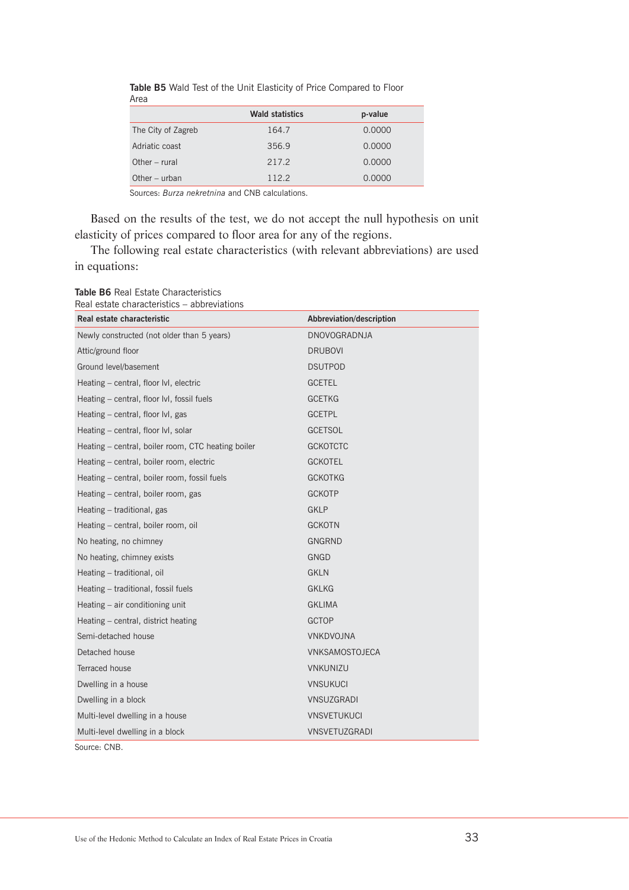**Table B5** Wald Test of the Unit Elasticity of Price Compared to Floor Area

| | Wald statistics | p-value |
|---|---|---|
| The City of Zagreb | 164.7 | 0.0000 |
| Adriatic coast | 356.9 | 0.0000 |
| Other – rural | 217.2 | 0.0000 |
| Other – urban | 112.2 | 0.0000 |

Sources: *Burza nekretnina* and CNB calculations.

Based on the results of the test, we do not accept the null hypothesis on unit elasticity of prices compared to floor area for any of the regions.

The following real estate characteristics (with relevant abbreviations) are used in equations:

**Table B6** Real Estate Characteristics
Real estate characteristics – abbreviations

| Real estate characteristic | Abbreviation/description |
|---|---|
| Newly constructed (not older than 5 years) | DNOVOGRADNJA |
| Attic/ground floor | DRUBOVI |
| Ground level/basement | DSUTPOD |
| Heating – central, floor lvl, electric | GCETEL |
| Heating – central, floor lvl, fossil fuels | GCETKG |
| Heating – central, floor lvl, gas | GCETPL |
| Heating – central, floor lvl, solar | GCETSOL |
| Heating – central, boiler room, CTC heating boiler | GCKOTCTC |
| Heating – central, boiler room, electric | GCKOTEL |
| Heating – central, boiler room, fossil fuels | GCKOTKG |
| Heating – central, boiler room, gas | GCKOTP |
| Heating – traditional, gas | GKLP |
| Heating – central, boiler room, oil | GCKOTN |
| No heating, no chimney | GNGRND |
| No heating, chimney exists | GNGD |
| Heating – traditional, oil | GKLN |
| Heating – traditional, fossil fuels | GKLKG |
| Heating – air conditioning unit | GKLIMA |
| Heating – central, district heating | GCTOP |
| Semi-detached house | VNKDVOJNA |
| Detached house | VNKSAMOSTOJECA |
| Terraced house | VNKUNIZU |
| Dwelling in a house | VNSUKUCI |
| Dwelling in a block | VNSUZGRADI |
| Multi-level dwelling in a house | VNSVETUKUCI |
| Multi-level dwelling in a block | VNSVETUZGRADI |

Source: CNB.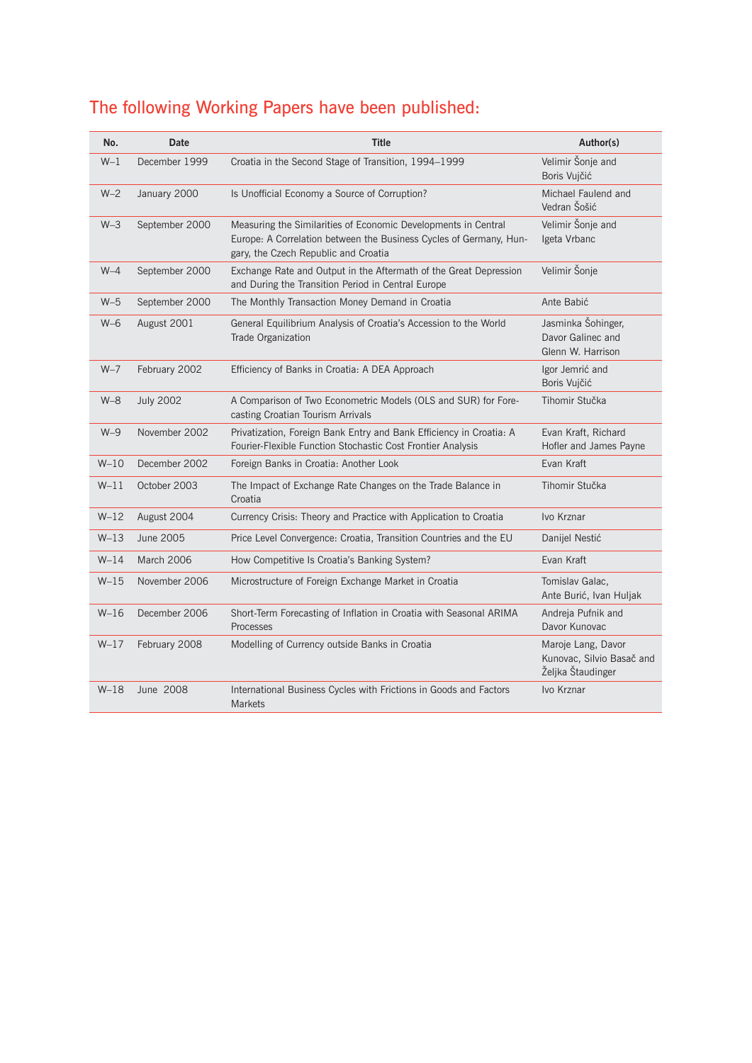## The following Working Papers have been published:

| No. | Date | Title | Author(s) |
|---|---|---|---|
| W–1 | December 1999 | Croatia in the Second Stage of Transition, 1994–1999 | Velimir Šonje and Boris Vujčić |
| W–2 | January 2000 | Is Unofficial Economy a Source of Corruption? | Michael Faulend and Vedran Šošić |
| W–3 | September 2000 | Measuring the Similarities of Economic Developments in Central Europe: A Correlation between the Business Cycles of Germany, Hungary, the Czech Republic and Croatia | Velimir Šonje and Igeta Vrbanc |
| W–4 | September 2000 | Exchange Rate and Output in the Aftermath of the Great Depression and During the Transition Period in Central Europe | Velimir Šonje |
| W–5 | September 2000 | The Monthly Transaction Money Demand in Croatia | Ante Babić |
| W–6 | August 2001 | General Equilibrium Analysis of Croatia's Accession to the World Trade Organization | Jasminka Šohinger, Davor Galinec and Glenn W. Harrison |
| W–7 | February 2002 | Efficiency of Banks in Croatia: A DEA Approach | Igor Jemrić and Boris Vujčić |
| W–8 | July 2002 | A Comparison of Two Econometric Models (OLS and SUR) for Forecasting Croatian Tourism Arrivals | Tihomir Stučka |
| W–9 | November 2002 | Privatization, Foreign Bank Entry and Bank Efficiency in Croatia: A Fourier-Flexible Function Stochastic Cost Frontier Analysis | Evan Kraft, Richard Hofler and James Payne |
| W–10 | December 2002 | Foreign Banks in Croatia: Another Look | Evan Kraft |
| W–11 | October 2003 | The Impact of Exchange Rate Changes on the Trade Balance in Croatia | Tihomir Stučka |
| W–12 | August 2004 | Currency Crisis: Theory and Practice with Application to Croatia | Ivo Krznar |
| W–13 | June 2005 | Price Level Convergence: Croatia, Transition Countries and the EU | Danijel Nestić |
| W–14 | March 2006 | How Competitive Is Croatia's Banking System? | Evan Kraft |
| W–15 | November 2006 | Microstructure of Foreign Exchange Market in Croatia | Tomislav Galac, Ante Burić, Ivan Huljak |
| W–16 | December 2006 | Short-Term Forecasting of Inflation in Croatia with Seasonal ARIMA Processes | Andreja Pufnik and Davor Kunovac |
| W–17 | February 2008 | Modelling of Currency outside Banks in Croatia | Maroje Lang, Davor Kunovac, Silvio Basač and Željka Štaudinger |
| W–18 | June 2008 | International Business Cycles with Frictions in Goods and Factors Markets | Ivo Krznar |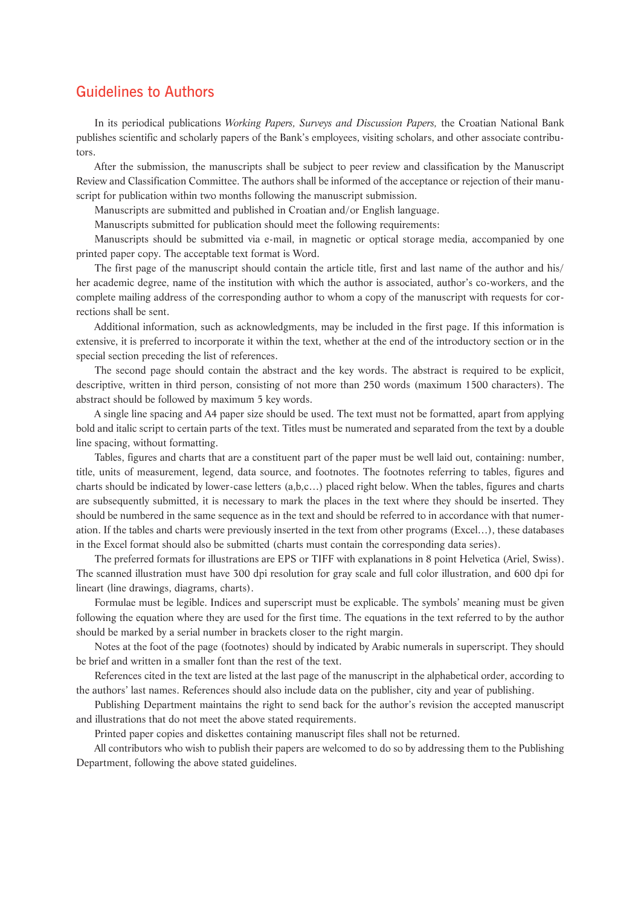## Guidelines to Authors

In its periodical publications *Working Papers, Surveys and Discussion Papers,* the Croatian National Bank publishes scientific and scholarly papers of the Bank's employees, visiting scholars, and other associate contributors.

After the submission, the manuscripts shall be subject to peer review and classification by the Manuscript Review and Classification Committee. The authors shall be informed of the acceptance or rejection of their manuscript for publication within two months following the manuscript submission.

Manuscripts are submitted and published in Croatian and/or English language.

Manuscripts submitted for publication should meet the following requirements:

Manuscripts should be submitted via e-mail, in magnetic or optical storage media, accompanied by one printed paper copy. The acceptable text format is Word.

The first page of the manuscript should contain the article title, first and last name of the author and his/her academic degree, name of the institution with which the author is associated, author's co-workers, and the complete mailing address of the corresponding author to whom a copy of the manuscript with requests for corrections shall be sent.

Additional information, such as acknowledgments, may be included in the first page. If this information is extensive, it is preferred to incorporate it within the text, whether at the end of the introductory section or in the special section preceding the list of references.

The second page should contain the abstract and the key words. The abstract is required to be explicit, descriptive, written in third person, consisting of not more than 250 words (maximum 1500 characters). The abstract should be followed by maximum 5 key words.

A single line spacing and A4 paper size should be used. The text must not be formatted, apart from applying bold and italic script to certain parts of the text. Titles must be numerated and separated from the text by a double line spacing, without formatting.

Tables, figures and charts that are a constituent part of the paper must be well laid out, containing: number, title, units of measurement, legend, data source, and footnotes. The footnotes referring to tables, figures and charts should be indicated by lower-case letters (a,b,c…) placed right below. When the tables, figures and charts are subsequently submitted, it is necessary to mark the places in the text where they should be inserted. They should be numbered in the same sequence as in the text and should be referred to in accordance with that numeration. If the tables and charts were previously inserted in the text from other programs (Excel…), these databases in the Excel format should also be submitted (charts must contain the corresponding data series).

The preferred formats for illustrations are EPS or TIFF with explanations in 8 point Helvetica (Ariel, Swiss). The scanned illustration must have 300 dpi resolution for gray scale and full color illustration, and 600 dpi for lineart (line drawings, diagrams, charts).

Formulae must be legible. Indices and superscript must be explicable. The symbols' meaning must be given following the equation where they are used for the first time. The equations in the text referred to by the author should be marked by a serial number in brackets closer to the right margin.

Notes at the foot of the page (footnotes) should by indicated by Arabic numerals in superscript. They should be brief and written in a smaller font than the rest of the text.

References cited in the text are listed at the last page of the manuscript in the alphabetical order, according to the authors' last names. References should also include data on the publisher, city and year of publishing.

Publishing Department maintains the right to send back for the author's revision the accepted manuscript and illustrations that do not meet the above stated requirements.

Printed paper copies and diskettes containing manuscript files shall not be returned.

All contributors who wish to publish their papers are welcomed to do so by addressing them to the Publishing Department, following the above stated guidelines.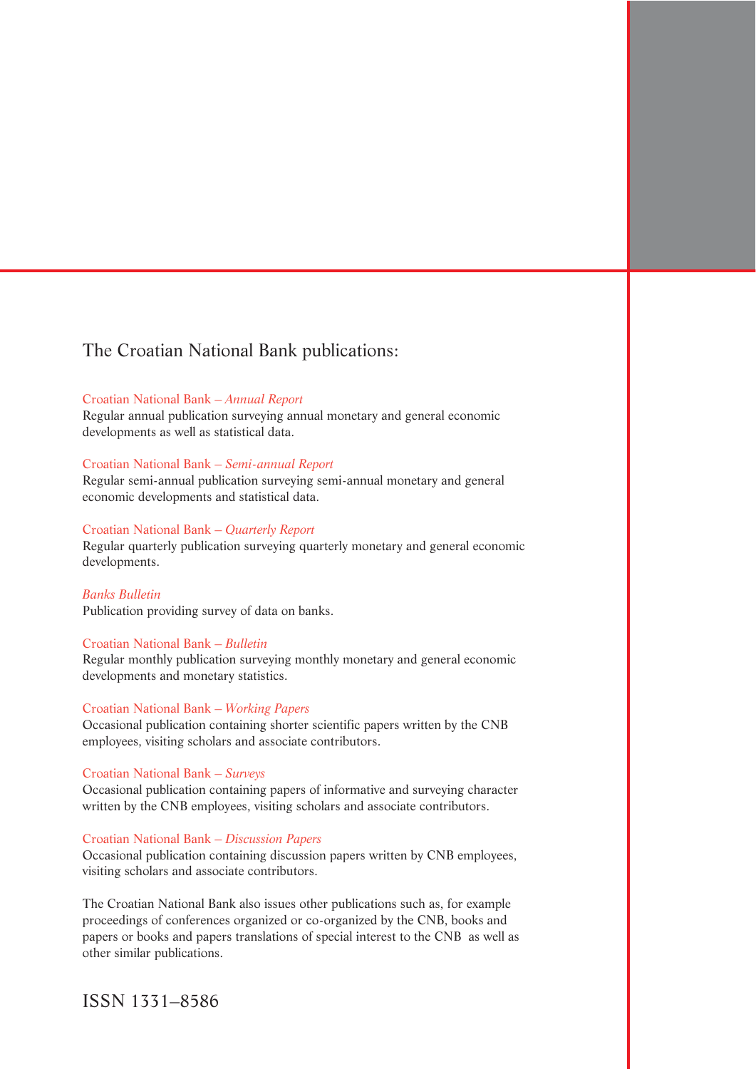# The Croatian National Bank publications:

Croatian National Bank – *Annual Report*
Regular annual publication surveying annual monetary and general economic developments as well as statistical data.

Croatian National Bank – *Semi-annual Report*
Regular semi-annual publication surveying semi-annual monetary and general economic developments and statistical data.

Croatian National Bank – *Quarterly Report*
Regular quarterly publication surveying quarterly monetary and general economic developments.

*Banks Bulletin*
Publication providing survey of data on banks.

Croatian National Bank – *Bulletin*
Regular monthly publication surveying monthly monetary and general economic developments and monetary statistics.

Croatian National Bank – *Working Papers*
Occasional publication containing shorter scientific papers written by the CNB employees, visiting scholars and associate contributors.

Croatian National Bank – *Surveys*
Occasional publication containing papers of informative and surveying character written by the CNB employees, visiting scholars and associate contributors.

Croatian National Bank – *Discussion Papers*
Occasional publication containing discussion papers written by CNB employees, visiting scholars and associate contributors.

The Croatian National Bank also issues other publications such as, for example proceedings of conferences organized or co-organized by the CNB, books and papers or books and papers translations of special interest to the CNB as well as other similar publications.

ISSN 1331–8586